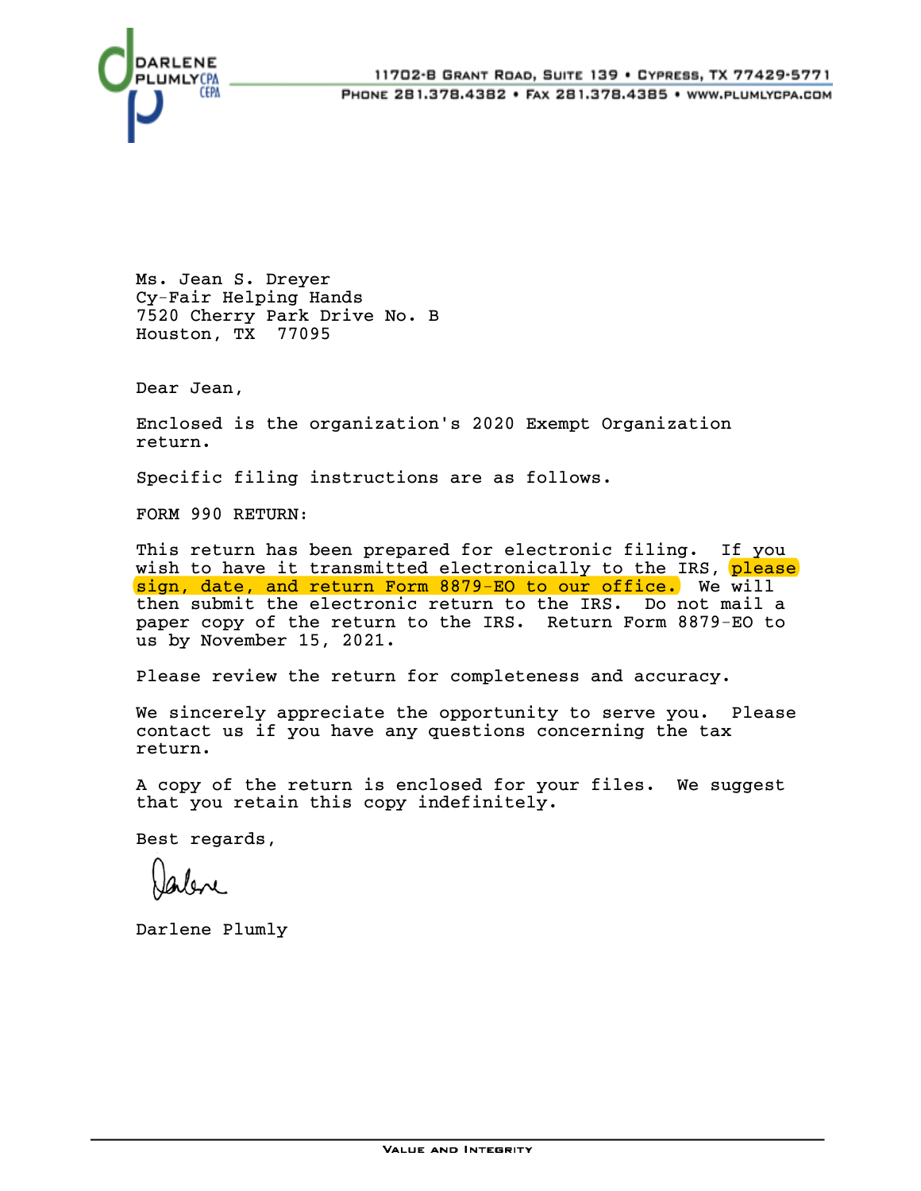DARLENE PLUMLY CPA CEPA

11702-B Grant Road, Suite 139 • Cypress, TX 77429-5771
Phone 281.378.4382 • Fax 281.378.4385 • www.plumlycpa.com

Ms. Jean S. Dreyer
Cy-Fair Helping Hands
7520 Cherry Park Drive No. B
Houston, TX 77095

Dear Jean,

Enclosed is the organization's 2020 Exempt Organization return.

Specific filing instructions are as follows.

FORM 990 RETURN:

This return has been prepared for electronic filing. If you wish to have it transmitted electronically to the IRS, please sign, date, and return Form 8879-EO to our office. We will then submit the electronic return to the IRS. Do not mail a paper copy of the return to the IRS. Return Form 8879-EO to us by November 15, 2021.

Please review the return for completeness and accuracy.

We sincerely appreciate the opportunity to serve you. Please contact us if you have any questions concerning the tax return.

A copy of the return is enclosed for your files. We suggest that you retain this copy indefinitely.

Best regards,

Darlene

Darlene Plumly

Value and Integrity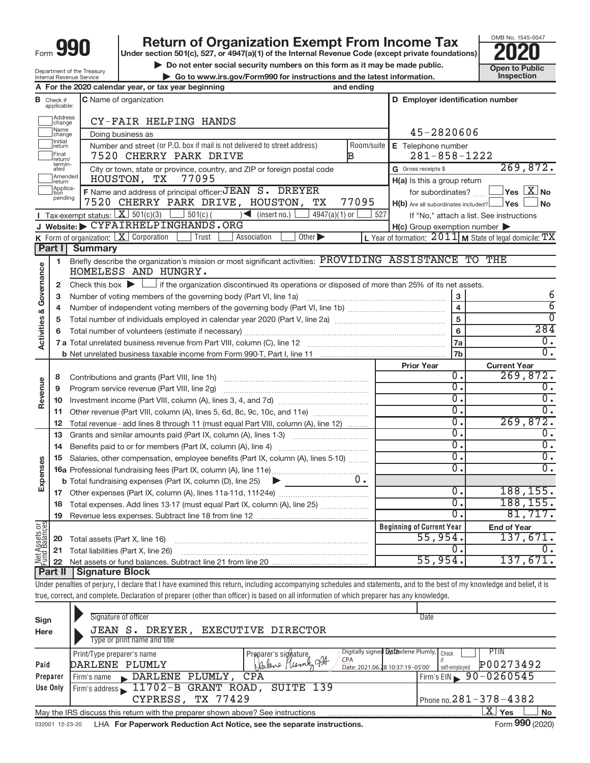Form **990**

# Return of Organization Exempt From Income Tax

**Under section 501(c), 527, or 4947(a)(1) of the Internal Revenue Code (except private foundations)**

▶ Do not enter social security numbers on this form as it may be made public.

▶ Go to www.irs.gov/Form990 for instructions and the latest information.

OMB No. 1545-0047

**2020**

**Open to Public Inspection**

Department of the Treasury
Internal Revenue Service

**A** For the 2020 calendar year, or tax year beginning and ending

**B** Check if applicable:
- [ ] Address change
- [ ] Name change
- [ ] Initial return
- [ ] Final return/terminated
- [ ] Amended return
- [ ] Application pending

**C** Name of organization: CY-FAIR HELPING HANDS

Doing business as

Number and street (or P.O. box if mail is not delivered to street address): 7520 CHERRY PARK DRIVE — Room/suite: B

City or town, state or province, country, and ZIP or foreign postal code: HOUSTON, TX 77095

**D** Employer identification number: 45-2820606

**E** Telephone number: 281-858-1222

**G** Gross receipts $ 269,872.

**F** Name and address of principal officer: JEAN S. DREYER, 7520 CHERRY PARK DRIVE, HOUSTON, TX 77095

**H(a)** Is this a group return for subordinates? [ ] Yes [X] No

**H(b)** Are all subordinates included? [ ] Yes [ ] No — If "No," attach a list. See instructions

**H(c)** Group exemption number ▶

**I** Tax-exempt status: [X] 501(c)(3) [ ] 501(c) ( ) ◀ (insert no.) [ ] 4947(a)(1) or [ ] 527

**J** Website: ▶ CYFAIRHELPINGHANDS.ORG

**K** Form of organization: [X] Corporation [ ] Trust [ ] Association [ ] Other ▶

**L** Year of formation: 2011 **M** State of legal domicile: TX

## Part I Summary

**Activities & Governance**

1. Briefly describe the organization's mission or most significant activities: PROVIDING ASSISTANCE TO THE HOMELESS AND HUNGRY.
2. Check this box ▶ [ ] if the organization discontinued its operations or disposed of more than 25% of its net assets.

| Line | Description | | Value |
|---|---|---|---|
| 3 | Number of voting members of the governing body (Part VI, line 1a) | 3 | 6 |
| 4 | Number of independent voting members of the governing body (Part VI, line 1b) | 4 | 6 |
| 5 | Total number of individuals employed in calendar year 2020 (Part V, line 2a) | 5 | 0 |
| 6 | Total number of volunteers (estimate if necessary) | 6 | 284 |
| 7a | Total unrelated business revenue from Part VIII, column (C), line 12 | 7a | 0. |
| 7b | Net unrelated business taxable income from Form 990-T, Part I, line 11 | 7b | 0. |

| Line | Description | Prior Year | Current Year |
|---|---|---|---|
| **Revenue** | | | |
| 8 | Contributions and grants (Part VIII, line 1h) | 0. | 269,872. |
| 9 | Program service revenue (Part VIII, line 2g) | 0. | 0. |
| 10 | Investment income (Part VIII, column (A), lines 3, 4, and 7d) | 0. | 0. |
| 11 | Other revenue (Part VIII, column (A), lines 5, 6d, 8c, 9c, 10c, and 11e) | 0. | 0. |
| 12 | Total revenue - add lines 8 through 11 (must equal Part VIII, column (A), line 12) | 0. | 269,872. |
| **Expenses** | | | |
| 13 | Grants and similar amounts paid (Part IX, column (A), lines 1-3) | 0. | 0. |
| 14 | Benefits paid to or for members (Part IX, column (A), line 4) | 0. | 0. |
| 15 | Salaries, other compensation, employee benefits (Part IX, column (A), lines 5-10) | 0. | 0. |
| 16a | Professional fundraising fees (Part IX, column (A), line 11e) | 0. | 0. |
| b | Total fundraising expenses (Part IX, column (D), line 25) ▶ 0. | | |
| 17 | Other expenses (Part IX, column (A), lines 11a-11d, 11f-24e) | 0. | 188,155. |
| 18 | Total expenses. Add lines 13-17 (must equal Part IX, column (A), line 25) | 0. | 188,155. |
| 19 | Revenue less expenses. Subtract line 18 from line 12 | 0. | 81,717. |

| Line | Net Assets or Fund Balances | Beginning of Current Year | End of Year |
|---|---|---|---|
| 20 | Total assets (Part X, line 16) | 55,954. | 137,671. |
| 21 | Total liabilities (Part X, line 26) | 0. | 0. |
| 22 | Net assets or fund balances. Subtract line 21 from line 20 | 55,954. | 137,671. |

## Part II Signature Block

Under penalties of perjury, I declare that I have examined this return, including accompanying schedules and statements, and to the best of my knowledge and belief, it is true, correct, and complete. Declaration of preparer (other than officer) is based on all information of which preparer has any knowledge.

**Sign Here**

Signature of officer — Date

JEAN S. DREYER, EXECUTIVE DIRECTOR
Type or print name and title

**Paid Preparer Use Only**

| Print/Type preparer's name | Preparer's signature | Date | Check if self-employed | PTIN |
|---|---|---|---|---|
| DARLENE PLUMLY | Darlene Plumly CPA (Digitally signed by Darlene Plumly, CPA Date: 2021.06.28 10:37:19 -05'00') | | [ ] | P00273492 |

Firm's name ▶ DARLENE PLUMLY, CPA — Firm's EIN ▶ 90-0260545

Firm's address ▶ 11702-B GRANT ROAD, SUITE 139, CYPRESS, TX 77429 — Phone no. 281-378-4382

May the IRS discuss this return with the preparer shown above? See instructions [X] Yes [ ] No

032001 12-23-20 LHA **For Paperwork Reduction Act Notice, see the separate instructions.** Form **990** (2020)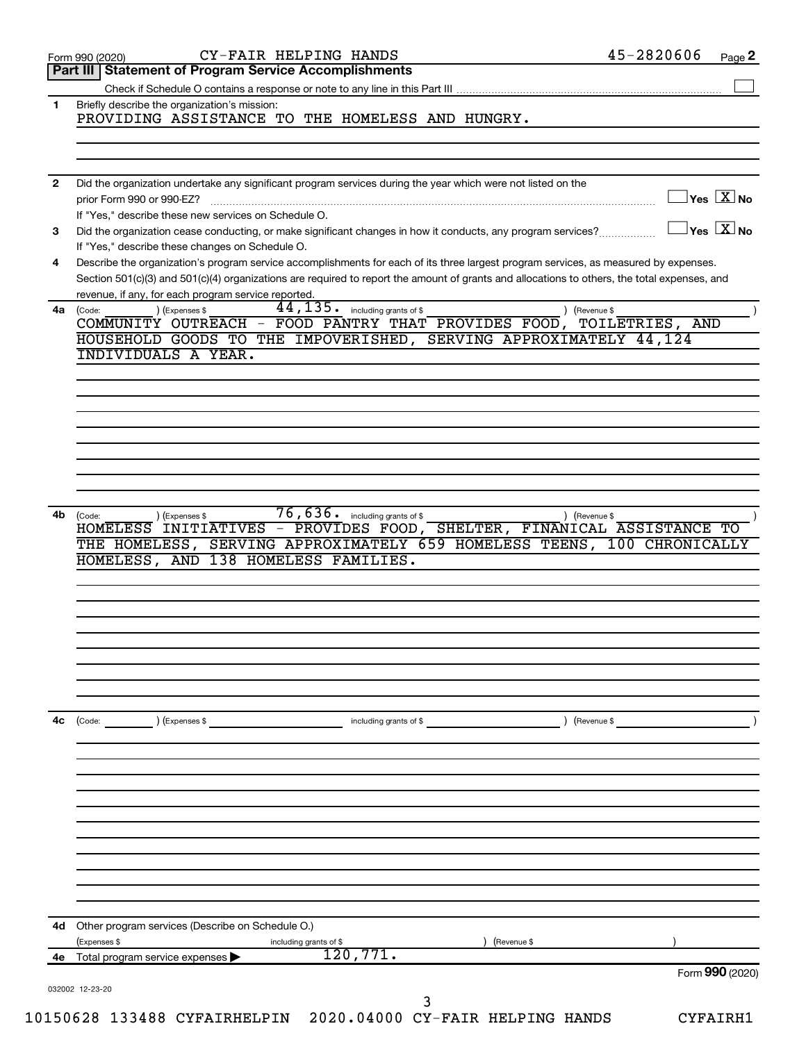Form 990 (2020) CY-FAIR HELPING HANDS 45-2820606 Page **2**

## Part III | Statement of Program Service Accomplishments

Check if Schedule O contains a response or note to any line in this Part III ☐

**1** Briefly describe the organization's mission:

PROVIDING ASSISTANCE TO THE HOMELESS AND HUNGRY.

**2** Did the organization undertake any significant program services during the year which were not listed on the prior Form 990 or 990-EZ? ☐ Yes ☒ No

If "Yes," describe these new services on Schedule O.

**3** Did the organization cease conducting, or make significant changes in how it conducts, any program services? ☐ Yes ☒ No

If "Yes," describe these changes on Schedule O.

**4** Describe the organization's program service accomplishments for each of its three largest program services, as measured by expenses. Section 501(c)(3) and 501(c)(4) organizations are required to report the amount of grants and allocations to others, the total expenses, and revenue, if any, for each program service reported.

**4a** (Code: ) (Expenses $ 44,135. including grants of $ ) (Revenue $ )

COMMUNITY OUTREACH - FOOD PANTRY THAT PROVIDES FOOD, TOILETRIES, AND HOUSEHOLD GOODS TO THE IMPOVERISHED, SERVING APPROXIMATELY 44,124 INDIVIDUALS A YEAR.

**4b** (Code: ) (Expenses $ 76,636. including grants of $ ) (Revenue $ )

HOMELESS INITIATIVES - PROVIDES FOOD, SHELTER, FINANICAL ASSISTANCE TO THE HOMELESS, SERVING APPROXIMATELY 659 HOMELESS TEENS, 100 CHRONICALLY HOMELESS, AND 138 HOMELESS FAMILIES.

**4c** (Code: ) (Expenses $ including grants of $ ) (Revenue $ )

**4d** Other program services (Describe on Schedule O.)

(Expenses $ including grants of $ ) (Revenue $ )

**4e** Total program service expenses ▶ 120,771.

Form **990** (2020)

032002 12-23-20

10150628 133488 CYFAIRHELPIN 2020.04000 CY-FAIR HELPING HANDS CYFAIRH1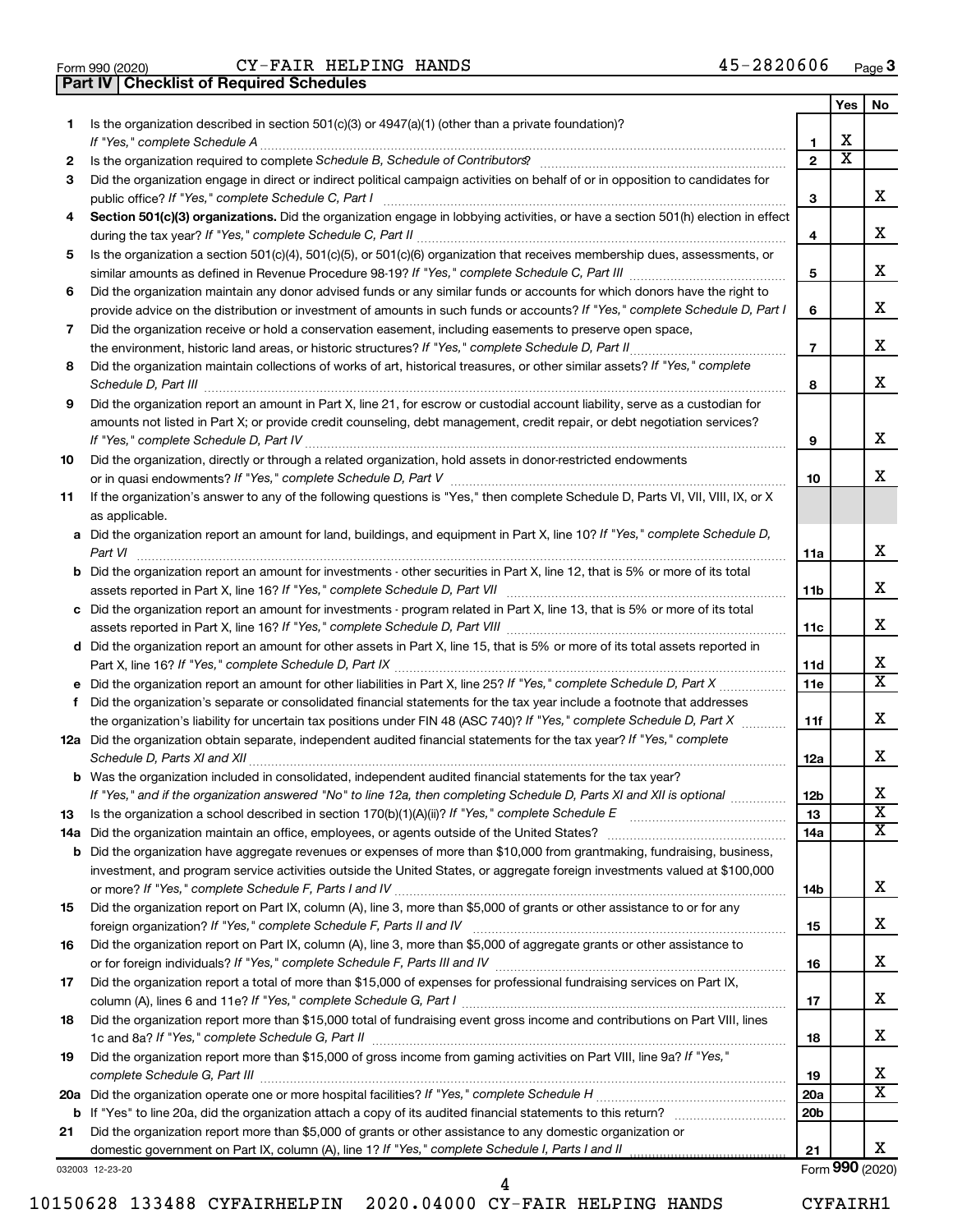Form 990 (2020) CY-FAIR HELPING HANDS 45-2820606 Page 3

**Part IV | Checklist of Required Schedules**

| | | | Yes | No |
|---|---|---|---|---|
| 1 | Is the organization described in section 501(c)(3) or 4947(a)(1) (other than a private foundation)? *If "Yes," complete Schedule A* | 1 | X | |
| 2 | Is the organization required to complete *Schedule B, Schedule of Contributors*? | 2 | X | |
| 3 | Did the organization engage in direct or indirect political campaign activities on behalf of or in opposition to candidates for public office? *If "Yes," complete Schedule C, Part I* | 3 | | X |
| 4 | **Section 501(c)(3) organizations.** Did the organization engage in lobbying activities, or have a section 501(h) election in effect during the tax year? *If "Yes," complete Schedule C, Part II* | 4 | | X |
| 5 | Is the organization a section 501(c)(4), 501(c)(5), or 501(c)(6) organization that receives membership dues, assessments, or similar amounts as defined in Revenue Procedure 98-19? *If "Yes," complete Schedule C, Part III* | 5 | | X |
| 6 | Did the organization maintain any donor advised funds or any similar funds or accounts for which donors have the right to provide advice on the distribution or investment of amounts in such funds or accounts? *If "Yes," complete Schedule D, Part I* | 6 | | X |
| 7 | Did the organization receive or hold a conservation easement, including easements to preserve open space, the environment, historic land areas, or historic structures? *If "Yes," complete Schedule D, Part II* | 7 | | X |
| 8 | Did the organization maintain collections of works of art, historical treasures, or other similar assets? *If "Yes," complete Schedule D, Part III* | 8 | | X |
| 9 | Did the organization report an amount in Part X, line 21, for escrow or custodial account liability, serve as a custodian for amounts not listed in Part X; or provide credit counseling, debt management, credit repair, or debt negotiation services? *If "Yes," complete Schedule D, Part IV* | 9 | | X |
| 10 | Did the organization, directly or through a related organization, hold assets in donor-restricted endowments or in quasi endowments? *If "Yes," complete Schedule D, Part V* | 10 | | X |
| 11 | If the organization's answer to any of the following questions is "Yes," then complete Schedule D, Parts VI, VII, VIII, IX, or X as applicable. | | | |
| a | Did the organization report an amount for land, buildings, and equipment in Part X, line 10? *If "Yes," complete Schedule D, Part VI* | 11a | | X |
| b | Did the organization report an amount for investments - other securities in Part X, line 12, that is 5% or more of its total assets reported in Part X, line 16? *If "Yes," complete Schedule D, Part VII* | 11b | | X |
| c | Did the organization report an amount for investments - program related in Part X, line 13, that is 5% or more of its total assets reported in Part X, line 16? *If "Yes," complete Schedule D, Part VIII* | 11c | | X |
| d | Did the organization report an amount for other assets in Part X, line 15, that is 5% or more of its total assets reported in Part X, line 16? *If "Yes," complete Schedule D, Part IX* | 11d | | X |
| e | Did the organization report an amount for other liabilities in Part X, line 25? *If "Yes," complete Schedule D, Part X* | 11e | | X |
| f | Did the organization's separate or consolidated financial statements for the tax year include a footnote that addresses the organization's liability for uncertain tax positions under FIN 48 (ASC 740)? *If "Yes," complete Schedule D, Part X* | 11f | | X |
| 12a | Did the organization obtain separate, independent audited financial statements for the tax year? *If "Yes," complete Schedule D, Parts XI and XII* | 12a | | X |
| b | Was the organization included in consolidated, independent audited financial statements for the tax year? *If "Yes," and if the organization answered "No" to line 12a, then completing Schedule D, Parts XI and XII is optional* | 12b | | X |
| 13 | Is the organization a school described in section 170(b)(1)(A)(ii)? *If "Yes," complete Schedule E* | 13 | | X |
| 14a | Did the organization maintain an office, employees, or agents outside of the United States? | 14a | | X |
| b | Did the organization have aggregate revenues or expenses of more than $10,000 from grantmaking, fundraising, business, investment, and program service activities outside the United States, or aggregate foreign investments valued at $100,000 or more? *If "Yes," complete Schedule F, Parts I and IV* | 14b | | X |
| 15 | Did the organization report on Part IX, column (A), line 3, more than $5,000 of grants or other assistance to or for any foreign organization? *If "Yes," complete Schedule F, Parts II and IV* | 15 | | X |
| 16 | Did the organization report on Part IX, column (A), line 3, more than $5,000 of aggregate grants or other assistance to or for foreign individuals? *If "Yes," complete Schedule F, Parts III and IV* | 16 | | X |
| 17 | Did the organization report a total of more than $15,000 of expenses for professional fundraising services on Part IX, column (A), lines 6 and 11e? *If "Yes," complete Schedule G, Part I* | 17 | | X |
| 18 | Did the organization report more than $15,000 total of fundraising event gross income and contributions on Part VIII, lines 1c and 8a? *If "Yes," complete Schedule G, Part II* | 18 | | X |
| 19 | Did the organization report more than $15,000 of gross income from gaming activities on Part VIII, line 9a? *If "Yes," complete Schedule G, Part III* | 19 | | X |
| 20a | Did the organization operate one or more hospital facilities? *If "Yes," complete Schedule H* | 20a | | X |
| b | If "Yes" to line 20a, did the organization attach a copy of its audited financial statements to this return? | 20b | | |
| 21 | Did the organization report more than $5,000 of grants or other assistance to any domestic organization or domestic government on Part IX, column (A), line 1? *If "Yes," complete Schedule I, Parts I and II* | 21 | | X |

032003 12-23-20

Form **990** (2020)

10150628 133488 CYFAIRHELPIN 2020.04000 CY-FAIR HELPING HANDS CYFAIRH1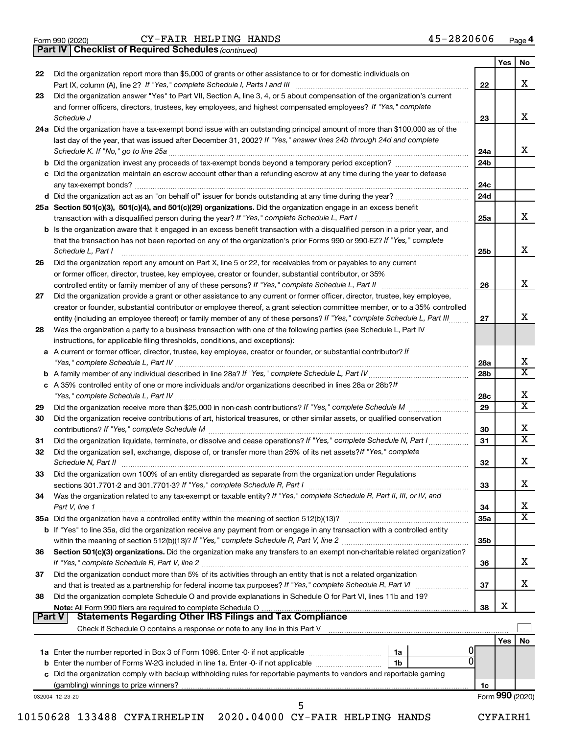Form 990 (2020) CY-FAIR HELPING HANDS 45-2820606 Page 4

**Part IV | Checklist of Required Schedules** *(continued)*

| | | | Yes | No |
|---|---|---|---|---|
| 22 | Did the organization report more than $5,000 of grants or other assistance to or for domestic individuals on Part IX, column (A), line 2? *If "Yes," complete Schedule I, Parts I and III* | 22 | | X |
| 23 | Did the organization answer "Yes" to Part VII, Section A, line 3, 4, or 5 about compensation of the organization's current and former officers, directors, trustees, key employees, and highest compensated employees? *If "Yes," complete Schedule J* | 23 | | X |
| 24a | Did the organization have a tax-exempt bond issue with an outstanding principal amount of more than $100,000 as of the last day of the year, that was issued after December 31, 2002? *If "Yes," answer lines 24b through 24d and complete Schedule K. If "No," go to line 25a* | 24a | | X |
| b | Did the organization invest any proceeds of tax-exempt bonds beyond a temporary period exception? | 24b | | |
| c | Did the organization maintain an escrow account other than a refunding escrow at any time during the year to defease any tax-exempt bonds? | 24c | | |
| d | Did the organization act as an "on behalf of" issuer for bonds outstanding at any time during the year? | 24d | | |
| 25a | **Section 501(c)(3), 501(c)(4), and 501(c)(29) organizations.** Did the organization engage in an excess benefit transaction with a disqualified person during the year? *If "Yes," complete Schedule L, Part I* | 25a | | X |
| b | Is the organization aware that it engaged in an excess benefit transaction with a disqualified person in a prior year, and that the transaction has not been reported on any of the organization's prior Forms 990 or 990-EZ? *If "Yes," complete Schedule L, Part I* | 25b | | X |
| 26 | Did the organization report any amount on Part X, line 5 or 22, for receivables from or payables to any current or former officer, director, trustee, key employee, creator or founder, substantial contributor, or 35% controlled entity or family member of any of these persons? *If "Yes," complete Schedule L, Part II* | 26 | | X |
| 27 | Did the organization provide a grant or other assistance to any current or former officer, director, trustee, key employee, creator or founder, substantial contributor or employee thereof, a grant selection committee member, or to a 35% controlled entity (including an employee thereof) or family member of any of these persons? *If "Yes," complete Schedule L, Part III* | 27 | | X |
| 28 | Was the organization a party to a business transaction with one of the following parties (see Schedule L, Part IV instructions, for applicable filing thresholds, conditions, and exceptions): | | | |
| a | A current or former officer, director, trustee, key employee, creator or founder, or substantial contributor? *If "Yes," complete Schedule L, Part IV* | 28a | | X |
| b | A family member of any individual described in line 28a? *If "Yes," complete Schedule L, Part IV* | 28b | | X |
| c | A 35% controlled entity of one or more individuals and/or organizations described in lines 28a or 28b? *If "Yes," complete Schedule L, Part IV* | 28c | | X |
| 29 | Did the organization receive more than $25,000 in non-cash contributions? *If "Yes," complete Schedule M* | 29 | | X |
| 30 | Did the organization receive contributions of art, historical treasures, or other similar assets, or qualified conservation contributions? *If "Yes," complete Schedule M* | 30 | | X |
| 31 | Did the organization liquidate, terminate, or dissolve and cease operations? *If "Yes," complete Schedule N, Part I* | 31 | | X |
| 32 | Did the organization sell, exchange, dispose of, or transfer more than 25% of its net assets? *If "Yes," complete Schedule N, Part II* | 32 | | X |
| 33 | Did the organization own 100% of an entity disregarded as separate from the organization under Regulations sections 301.7701-2 and 301.7701-3? *If "Yes," complete Schedule R, Part I* | 33 | | X |
| 34 | Was the organization related to any tax-exempt or taxable entity? *If "Yes," complete Schedule R, Part II, III, or IV, and Part V, line 1* | 34 | | X |
| 35a | Did the organization have a controlled entity within the meaning of section 512(b)(13)? | 35a | | X |
| b | If "Yes" to line 35a, did the organization receive any payment from or engage in any transaction with a controlled entity within the meaning of section 512(b)(13)? *If "Yes," complete Schedule R, Part V, line 2* | 35b | | |
| 36 | **Section 501(c)(3) organizations.** Did the organization make any transfers to an exempt non-charitable related organization? *If "Yes," complete Schedule R, Part V, line 2* | 36 | | X |
| 37 | Did the organization conduct more than 5% of its activities through an entity that is not a related organization and that is treated as a partnership for federal income tax purposes? *If "Yes," complete Schedule R, Part VI* | 37 | | X |
| 38 | Did the organization complete Schedule O and provide explanations in Schedule O for Part VI, lines 11b and 19? **Note:** All Form 990 filers are required to complete Schedule O | 38 | X | |

**Part V | Statements Regarding Other IRS Filings and Tax Compliance**

Check if Schedule O contains a response or note to any line in this Part V ☐

| | | | | | Yes | No |
|---|---|---|---|---|---|---|
| 1a | Enter the number reported in Box 3 of Form 1096. Enter -0- if not applicable | 1a | 0 | | | |
| b | Enter the number of Forms W-2G included in line 1a. Enter -0- if not applicable | 1b | 0 | | | |
| c | Did the organization comply with backup withholding rules for reportable payments to vendors and reportable gaming (gambling) winnings to prize winners? | | | 1c | | |

032004 12-23-20 Form **990** (2020)

10150628 133488 CYFAIRHELPIN 2020.04000 CY-FAIR HELPING HANDS CYFAIRH1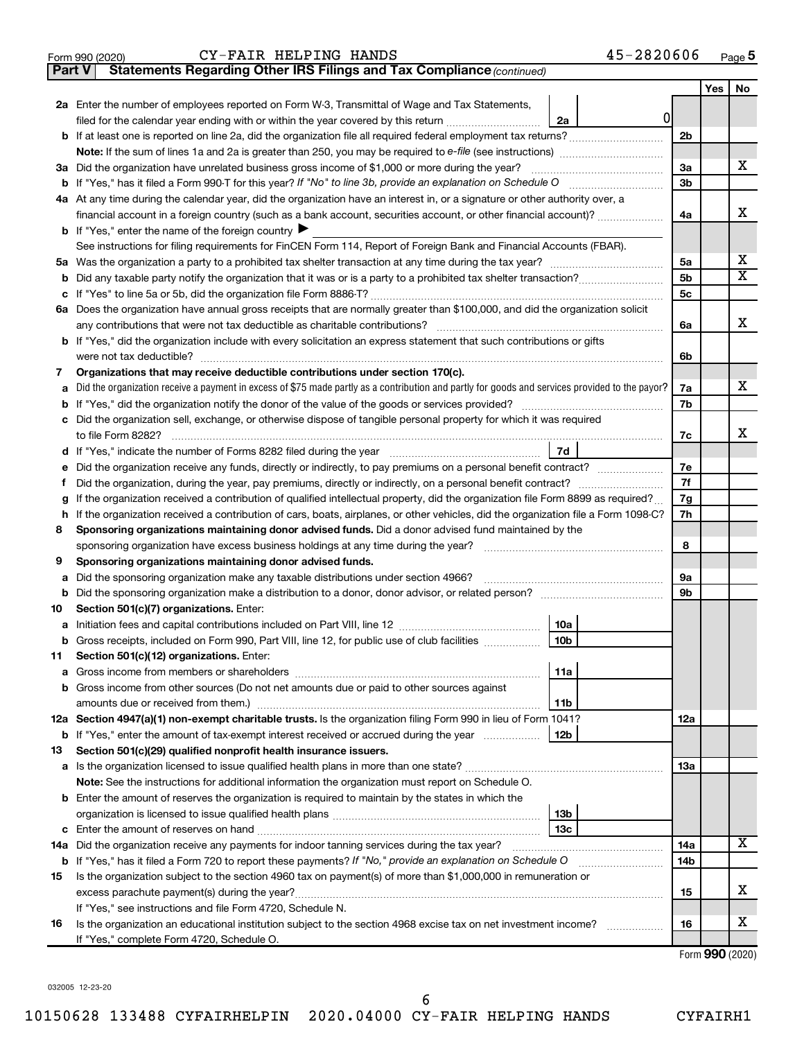Form 990 (2020) CY-FAIR HELPING HANDS 45-2820606 Page 5

**Part V Statements Regarding Other IRS Filings and Tax Compliance** *(continued)*

| | | | | Yes | No |
|---|---|---|---|---|---|
| **2a** | Enter the number of employees reported on Form W-3, Transmittal of Wage and Tax Statements, filed for the calendar year ending with or within the year covered by this return | 2a | 0 | | |
| **b** | If at least one is reported on line 2a, did the organization file all required federal employment tax returns? | | 2b | | |
| | **Note:** If the sum of lines 1a and 2a is greater than 250, you may be required to *e-file* (see instructions) | | | | |
| **3a** | Did the organization have unrelated business gross income of $1,000 or more during the year? | | 3a | | X |
| **b** | If "Yes," has it filed a Form 990-T for this year? *If "No" to line 3b, provide an explanation on Schedule O* | | 3b | | |
| **4a** | At any time during the calendar year, did the organization have an interest in, or a signature or other authority over, a financial account in a foreign country (such as a bank account, securities account, or other financial account)? | | 4a | | X |
| **b** | If "Yes," enter the name of the foreign country ▶ | | | | |
| | See instructions for filing requirements for FinCEN Form 114, Report of Foreign Bank and Financial Accounts (FBAR). | | | | |
| **5a** | Was the organization a party to a prohibited tax shelter transaction at any time during the tax year? | | 5a | | X |
| **b** | Did any taxable party notify the organization that it was or is a party to a prohibited tax shelter transaction? | | 5b | | X |
| **c** | If "Yes" to line 5a or 5b, did the organization file Form 8886-T? | | 5c | | |
| **6a** | Does the organization have annual gross receipts that are normally greater than $100,000, and did the organization solicit any contributions that were not tax deductible as charitable contributions? | | 6a | | X |
| **b** | If "Yes," did the organization include with every solicitation an express statement that such contributions or gifts were not tax deductible? | | 6b | | |
| **7** | **Organizations that may receive deductible contributions under section 170(c).** | | | | |
| **a** | Did the organization receive a payment in excess of $75 made partly as a contribution and partly for goods and services provided to the payor? | | 7a | | X |
| **b** | If "Yes," did the organization notify the donor of the value of the goods or services provided? | | 7b | | |
| **c** | Did the organization sell, exchange, or otherwise dispose of tangible personal property for which it was required to file Form 8282? | | 7c | | X |
| **d** | If "Yes," indicate the number of Forms 8282 filed during the year | 7d | | | |
| **e** | Did the organization receive any funds, directly or indirectly, to pay premiums on a personal benefit contract? | | 7e | | |
| **f** | Did the organization, during the year, pay premiums, directly or indirectly, on a personal benefit contract? | | 7f | | |
| **g** | If the organization received a contribution of qualified intellectual property, did the organization file Form 8899 as required? | | 7g | | |
| **h** | If the organization received a contribution of cars, boats, airplanes, or other vehicles, did the organization file a Form 1098-C? | | 7h | | |
| **8** | **Sponsoring organizations maintaining donor advised funds.** Did a donor advised fund maintained by the sponsoring organization have excess business holdings at any time during the year? | | 8 | | |
| **9** | **Sponsoring organizations maintaining donor advised funds.** | | | | |
| **a** | Did the sponsoring organization make any taxable distributions under section 4966? | | 9a | | |
| **b** | Did the sponsoring organization make a distribution to a donor, donor advisor, or related person? | | 9b | | |
| **10** | **Section 501(c)(7) organizations.** Enter: | | | | |
| **a** | Initiation fees and capital contributions included on Part VIII, line 12 | 10a | | | |
| **b** | Gross receipts, included on Form 990, Part VIII, line 12, for public use of club facilities | 10b | | | |
| **11** | **Section 501(c)(12) organizations.** Enter: | | | | |
| **a** | Gross income from members or shareholders | 11a | | | |
| **b** | Gross income from other sources (Do not net amounts due or paid to other sources against amounts due or received from them.) | 11b | | | |
| **12a** | **Section 4947(a)(1) non-exempt charitable trusts.** Is the organization filing Form 990 in lieu of Form 1041? | | 12a | | |
| **b** | If "Yes," enter the amount of tax-exempt interest received or accrued during the year | 12b | | | |
| **13** | **Section 501(c)(29) qualified nonprofit health insurance issuers.** | | | | |
| **a** | Is the organization licensed to issue qualified health plans in more than one state? | | 13a | | |
| | **Note:** See the instructions for additional information the organization must report on Schedule O. | | | | |
| **b** | Enter the amount of reserves the organization is required to maintain by the states in which the organization is licensed to issue qualified health plans | 13b | | | |
| **c** | Enter the amount of reserves on hand | 13c | | | |
| **14a** | Did the organization receive any payments for indoor tanning services during the tax year? | | 14a | | X |
| **b** | If "Yes," has it filed a Form 720 to report these payments? *If "No," provide an explanation on Schedule O* | | 14b | | |
| **15** | Is the organization subject to the section 4960 tax on payment(s) of more than $1,000,000 in remuneration or excess parachute payment(s) during the year? | | 15 | | X |
| | If "Yes," see instructions and file Form 4720, Schedule N. | | | | |
| **16** | Is the organization an educational institution subject to the section 4968 excise tax on net investment income? | | 16 | | X |
| | If "Yes," complete Form 4720, Schedule O. | | | | |

Form **990** (2020)

032005 12-23-20

10150628 133488 CYFAIRHELPIN 2020.04000 CY-FAIR HELPING HANDS CYFAIRH1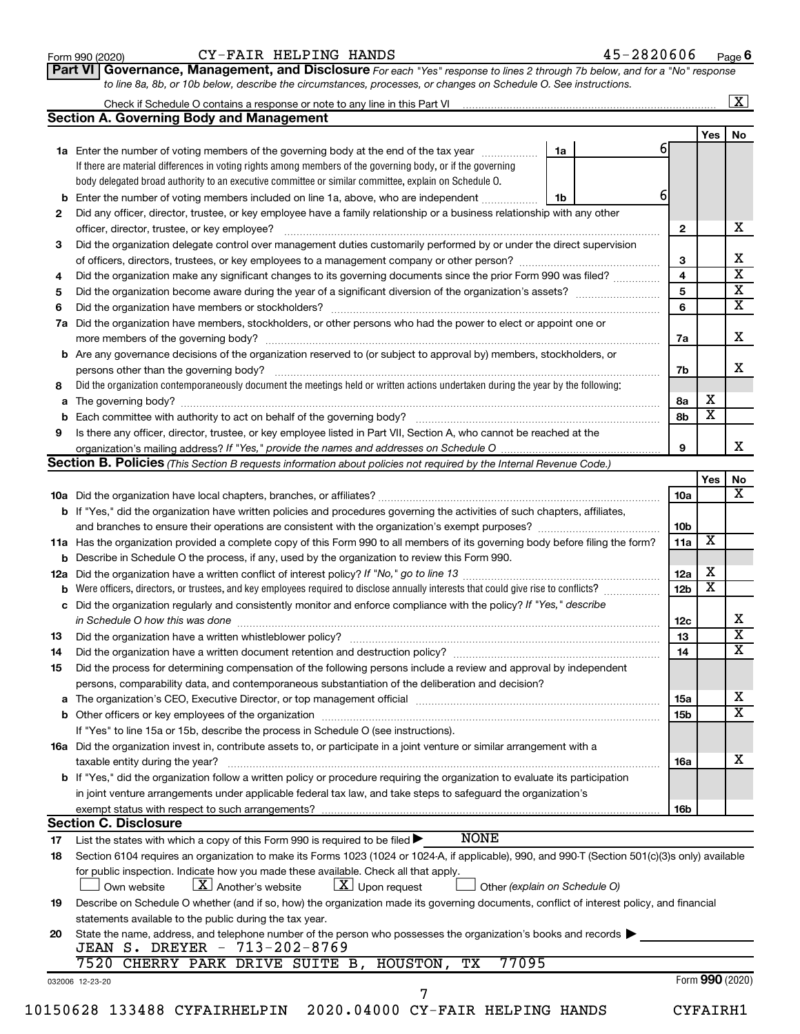Form 990 (2020) CY-FAIR HELPING HANDS 45-2820606 Page 6

**Part VI Governance, Management, and Disclosure** *For each "Yes" response to lines 2 through 7b below, and for a "No" response to line 8a, 8b, or 10b below, describe the circumstances, processes, or changes on Schedule O. See instructions.*

Check if Schedule O contains a response or note to any line in this Part VI [X]

## Section A. Governing Body and Management

| | | | Yes | No |
|---|---|---|---|---|
| **1a** | Enter the number of voting members of the governing body at the end of the tax year — **1a** 6. If there are material differences in voting rights among members of the governing body, or if the governing body delegated broad authority to an executive committee or similar committee, explain on Schedule O. | | | |
| **b** | Enter the number of voting members included on line 1a, above, who are independent — **1b** 6 | | | |
| **2** | Did any officer, director, trustee, or key employee have a family relationship or a business relationship with any other officer, director, trustee, or key employee? | 2 | | X |
| **3** | Did the organization delegate control over management duties customarily performed by or under the direct supervision of officers, directors, trustees, or key employees to a management company or other person? | 3 | | X |
| **4** | Did the organization make any significant changes to its governing documents since the prior Form 990 was filed? | 4 | | X |
| **5** | Did the organization become aware during the year of a significant diversion of the organization's assets? | 5 | | X |
| **6** | Did the organization have members or stockholders? | 6 | | X |
| **7a** | Did the organization have members, stockholders, or other persons who had the power to elect or appoint one or more members of the governing body? | 7a | | X |
| **b** | Are any governance decisions of the organization reserved to (or subject to approval by) members, stockholders, or persons other than the governing body? | 7b | | X |
| **8** | Did the organization contemporaneously document the meetings held or written actions undertaken during the year by the following: | | | |
| **a** | The governing body? | 8a | X | |
| **b** | Each committee with authority to act on behalf of the governing body? | 8b | X | |
| **9** | Is there any officer, director, trustee, or key employee listed in Part VII, Section A, who cannot be reached at the organization's mailing address? *If "Yes," provide the names and addresses on Schedule O* | 9 | | X |

## Section B. Policies *(This Section B requests information about policies not required by the Internal Revenue Code.)*

| | | | Yes | No |
|---|---|---|---|---|
| **10a** | Did the organization have local chapters, branches, or affiliates? | 10a | | X |
| **b** | If "Yes," did the organization have written policies and procedures governing the activities of such chapters, affiliates, and branches to ensure their operations are consistent with the organization's exempt purposes? | 10b | | |
| **11a** | Has the organization provided a complete copy of this Form 990 to all members of its governing body before filing the form? | 11a | X | |
| **b** | Describe in Schedule O the process, if any, used by the organization to review this Form 990. | | | |
| **12a** | Did the organization have a written conflict of interest policy? *If "No," go to line 13* | 12a | X | |
| **b** | Were officers, directors, or trustees, and key employees required to disclose annually interests that could give rise to conflicts? | 12b | X | |
| **c** | Did the organization regularly and consistently monitor and enforce compliance with the policy? *If "Yes," describe in Schedule O how this was done* | 12c | | X |
| **13** | Did the organization have a written whistleblower policy? | 13 | | X |
| **14** | Did the organization have a written document retention and destruction policy? | 14 | | X |
| **15** | Did the process for determining compensation of the following persons include a review and approval by independent persons, comparability data, and contemporaneous substantiation of the deliberation and decision? | | | |
| **a** | The organization's CEO, Executive Director, or top management official | 15a | | X |
| **b** | Other officers or key employees of the organization | 15b | | X |
| | If "Yes" to line 15a or 15b, describe the process in Schedule O (see instructions). | | | |
| **16a** | Did the organization invest in, contribute assets to, or participate in a joint venture or similar arrangement with a taxable entity during the year? | 16a | | X |
| **b** | If "Yes," did the organization follow a written policy or procedure requiring the organization to evaluate its participation in joint venture arrangements under applicable federal tax law, and take steps to safeguard the organization's exempt status with respect to such arrangements? | 16b | | |

## Section C. Disclosure

**17** List the states with which a copy of this Form 990 is required to be filed ▶ NONE

**18** Section 6104 requires an organization to make its Forms 1023 (1024 or 1024-A, if applicable), 990, and 990-T (Section 501(c)(3)s only) available for public inspection. Indicate how you made these available. Check all that apply.

[ ] Own website [X] Another's website [X] Upon request [ ] Other *(explain on Schedule O)*

**19** Describe on Schedule O whether (and if so, how) the organization made its governing documents, conflict of interest policy, and financial statements available to the public during the tax year.

**20** State the name, address, and telephone number of the person who possesses the organization's books and records ▶

JEAN S. DREYER - 713-202-8769
7520 CHERRY PARK DRIVE SUITE B, HOUSTON, TX 77095

032006 12-23-20 Form **990** (2020)

10150628 133488 CYFAIRHELPIN 2020.04000 CY-FAIR HELPING HANDS CYFAIRH1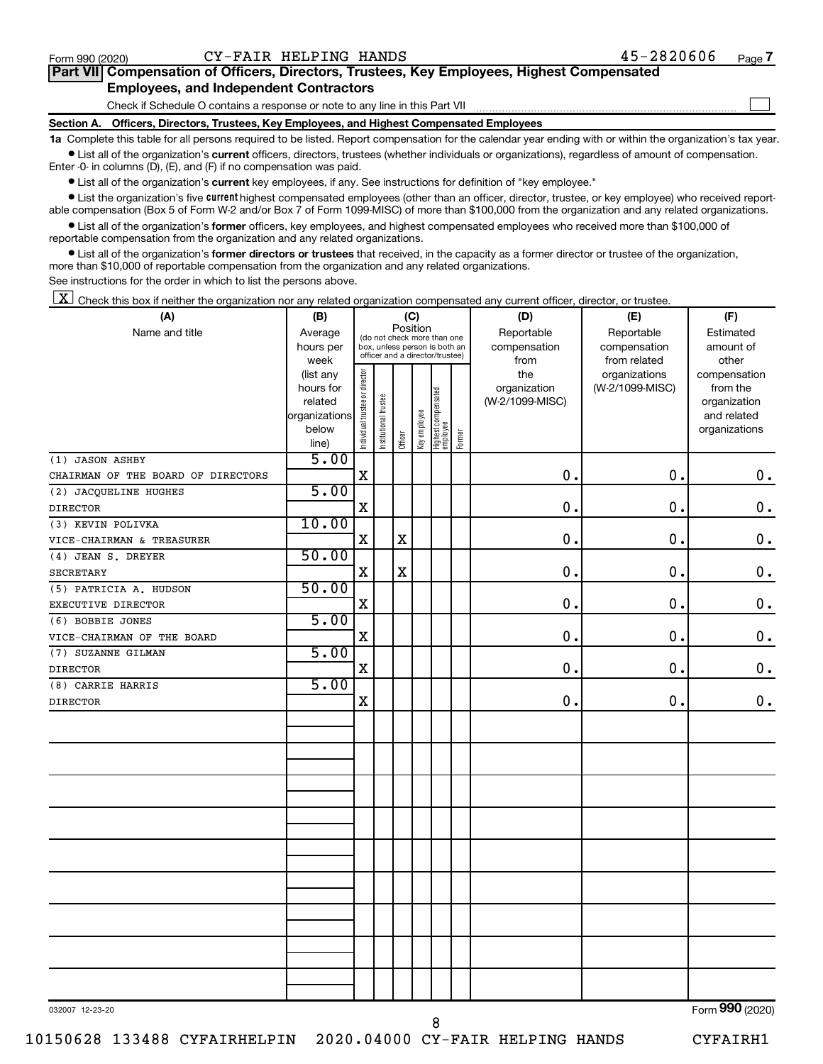Form 990 (2020) CY-FAIR HELPING HANDS 45-2820606 Page 7

## Part VII Compensation of Officers, Directors, Trustees, Key Employees, Highest Compensated Employees, and Independent Contractors

Check if Schedule O contains a response or note to any line in this Part VII

### Section A. Officers, Directors, Trustees, Key Employees, and Highest Compensated Employees

**1a** Complete this table for all persons required to be listed. Report compensation for the calendar year ending with or within the organization's tax year.

- List all of the organization's **current** officers, directors, trustees (whether individuals or organizations), regardless of amount of compensation. Enter -0- in columns (D), (E), and (F) if no compensation was paid.
- List all of the organization's **current** key employees, if any. See instructions for definition of "key employee."
- List the organization's five **current** highest compensated employees (other than an officer, director, trustee, or key employee) who received reportable compensation (Box 5 of Form W-2 and/or Box 7 of Form 1099-MISC) of more than $100,000 from the organization and any related organizations.
- List all of the organization's **former** officers, key employees, and highest compensated employees who received more than $100,000 of reportable compensation from the organization and any related organizations.
- List all of the organization's **former directors or trustees** that received, in the capacity as a former director or trustee of the organization, more than $10,000 of reportable compensation from the organization and any related organizations.

See instructions for the order in which to list the persons above.

[X] Check this box if neither the organization nor any related organization compensated any current officer, director, or trustee.

| (A) Name and title | (B) Average hours per week (list any hours for related organizations below line) | (C) Position: Individual trustee or director | Institutional trustee | Officer | Key employee | Highest compensated employee | Former | (D) Reportable compensation from the organization (W-2/1099-MISC) | (E) Reportable compensation from related organizations (W-2/1099-MISC) | (F) Estimated amount of other compensation from the organization and related organizations |
|---|---|---|---|---|---|---|---|---|---|---|
| (1) JASON ASHBY<br>CHAIRMAN OF THE BOARD OF DIRECTORS | 5.00 | X | | | | | | 0. | 0. | 0. |
| (2) JACQUELINE HUGHES<br>DIRECTOR | 5.00 | X | | | | | | 0. | 0. | 0. |
| (3) KEVIN POLIVKA<br>VICE-CHAIRMAN & TREASURER | 10.00 | X | | X | | | | 0. | 0. | 0. |
| (4) JEAN S. DREYER<br>SECRETARY | 50.00 | X | | X | | | | 0. | 0. | 0. |
| (5) PATRICIA A. HUDSON<br>EXECUTIVE DIRECTOR | 50.00 | X | | | | | | 0. | 0. | 0. |
| (6) BOBBIE JONES<br>VICE-CHAIRMAN OF THE BOARD | 5.00 | X | | | | | | 0. | 0. | 0. |
| (7) SUZANNE GILMAN<br>DIRECTOR | 5.00 | X | | | | | | 0. | 0. | 0. |
| (8) CARRIE HARRIS<br>DIRECTOR | 5.00 | X | | | | | | 0. | 0. | 0. |

032007 12-23-20 Form 990 (2020)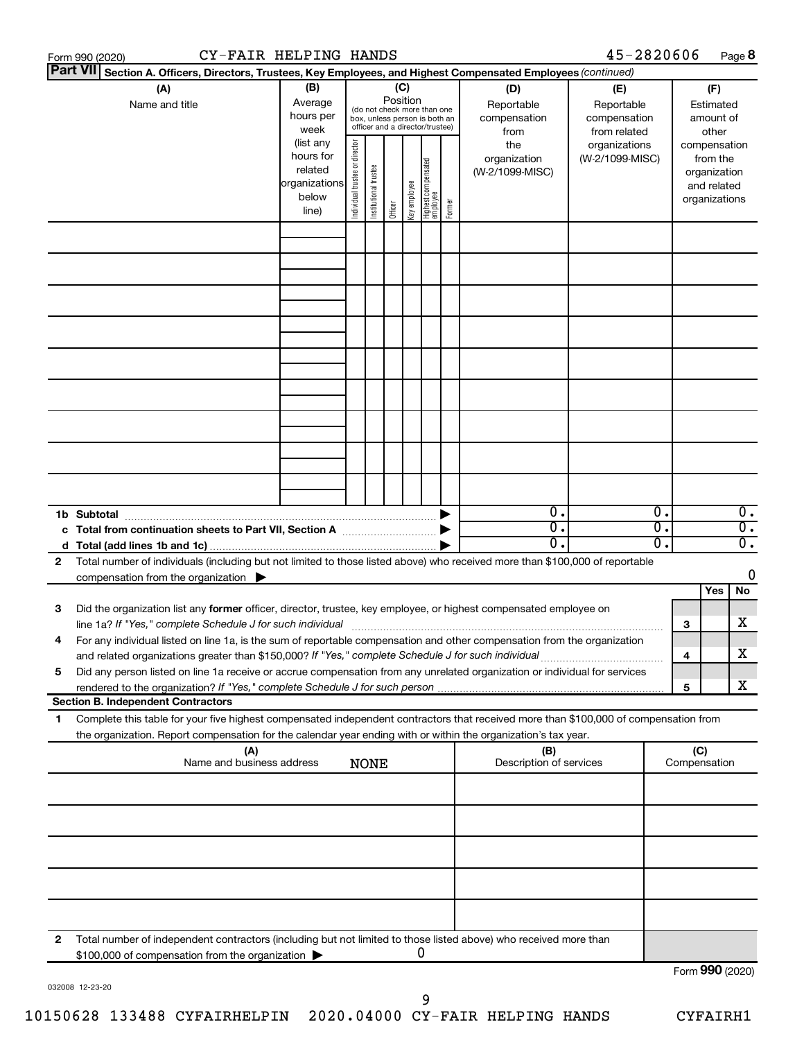Form 990 (2020) CY-FAIR HELPING HANDS 45-2820606 Page **8**

**Part VII** **Section A. Officers, Directors, Trustees, Key Employees, and Highest Compensated Employees** *(continued)*

| (A) Name and title | (B) Average hours per week (list any hours for related organizations below line) | (C) Position (do not check more than one box, unless person is both an officer and a director/trustee): Individual trustee or director | Institutional trustee | Officer | Key employee | Highest compensated employee | Former | (D) Reportable compensation from the organization (W-2/1099-MISC) | (E) Reportable compensation from related organizations (W-2/1099-MISC) | (F) Estimated amount of other compensation from the organization and related organizations |
|---|---|---|---|---|---|---|---|---|---|---|
| | | | | | | | | | | |
| | | | | | | | | | | |
| | | | | | | | | | | |
| | | | | | | | | | | |
| | | | | | | | | | | |
| | | | | | | | | | | |
| | | | | | | | | | | |
| | | | | | | | | | | |
| | | | | | | | | | | |
| **1b Subtotal** | | | | | | | ▶ | 0. | 0. | 0. |
| **c Total from continuation sheets to Part VII, Section A** | | | | | | | ▶ | 0. | 0. | 0. |
| **d Total (add lines 1b and 1c)** | | | | | | | ▶ | 0. | 0. | 0. |

**2** Total number of individuals (including but not limited to those listed above) who received more than $100,000 of reportable compensation from the organization ▶ 0

| | | | Yes | No |
|---|---|---|---|---|
| **3** | Did the organization list any **former** officer, director, trustee, key employee, or highest compensated employee on line 1a? *If "Yes," complete Schedule J for such individual* | **3** | | X |
| **4** | For any individual listed on line 1a, is the sum of reportable compensation and other compensation from the organization and related organizations greater than $150,000? *If "Yes," complete Schedule J for such individual* | **4** | | X |
| **5** | Did any person listed on line 1a receive or accrue compensation from any unrelated organization or individual for services rendered to the organization? *If "Yes," complete Schedule J for such person* | **5** | | X |

**Section B. Independent Contractors**

**1** Complete this table for your five highest compensated independent contractors that received more than $100,000 of compensation from the organization. Report compensation for the calendar year ending with or within the organization's tax year.

| (A) Name and business address NONE | (B) Description of services | (C) Compensation |
|---|---|---|
| | | |
| | | |
| | | |
| | | |
| | | |

**2** Total number of independent contractors (including but not limited to those listed above) who received more than $100,000 of compensation from the organization ▶ 0

Form **990** (2020)

032008 12-23-20

10150628 133488 CYFAIRHELPIN 2020.04000 CY-FAIR HELPING HANDS CYFAIRH1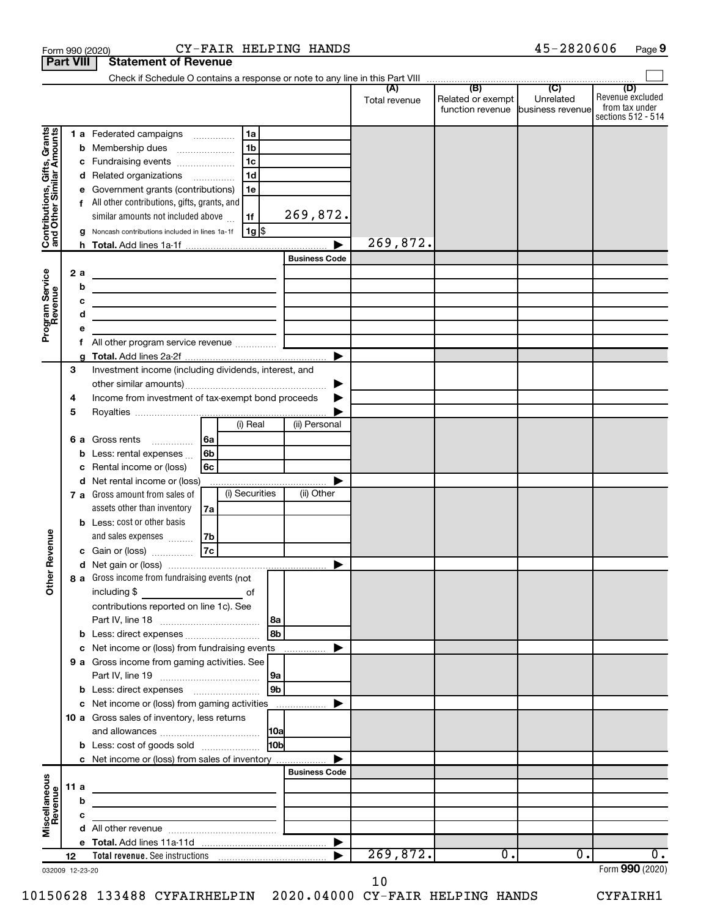Form 990 (2020) CY-FAIR HELPING HANDS 45-2820606 Page 9

**Part VIII** **Statement of Revenue**

Check if Schedule O contains a response or note to any line in this Part VIII ☐

| | | | (A) Total revenue | (B) Related or exempt function revenue | (C) Unrelated business revenue | (D) Revenue excluded from tax under sections 512 - 514 |
|---|---|---|---|---|---|---|
| **Contributions, Gifts, Grants and Other Similar Amounts** | 1 a Federated campaigns | 1a | | | | |
| | b Membership dues | 1b | | | | |
| | c Fundraising events | 1c | | | | |
| | d Related organizations | 1d | | | | |
| | e Government grants (contributions) | 1e | | | | |
| | f All other contributions, gifts, grants, and similar amounts not included above | 1f 269,872. | | | | |
| | g Noncash contributions included in lines 1a-1f | 1g $ | | | | |
| | h **Total.** Add lines 1a-1f | ▶ | 269,872. | | | |
| **Program Service Revenue** | | **Business Code** | | | | |
| | 2 a | | | | | |
| | b | | | | | |
| | c | | | | | |
| | d | | | | | |
| | e | | | | | |
| | f All other program service revenue | | | | | |
| | g **Total.** Add lines 2a-2f | ▶ | | | | |
| **Other Revenue** | 3 Investment income (including dividends, interest, and other similar amounts) | ▶ | | | | |
| | 4 Income from investment of tax-exempt bond proceeds | ▶ | | | | |
| | 5 Royalties | ▶ | | | | |
| | | (i) Real / (ii) Personal | | | | |
| | 6 a Gross rents | 6a | | | | |
| | b Less: rental expenses | 6b | | | | |
| | c Rental income or (loss) | 6c | | | | |
| | d Net rental income or (loss) | ▶ | | | | |
| | | (i) Securities / (ii) Other | | | | |
| | 7 a Gross amount from sales of assets other than inventory | 7a | | | | |
| | b Less: cost or other basis and sales expenses | 7b | | | | |
| | c Gain or (loss) | 7c | | | | |
| | d Net gain or (loss) | ▶ | | | | |
| | 8 a Gross income from fundraising events (not including $ ______ of contributions reported on line 1c). See Part IV, line 18 | 8a | | | | |
| | b Less: direct expenses | 8b | | | | |
| | c Net income or (loss) from fundraising events | ▶ | | | | |
| | 9 a Gross income from gaming activities. See Part IV, line 19 | 9a | | | | |
| | b Less: direct expenses | 9b | | | | |
| | c Net income or (loss) from gaming activities | ▶ | | | | |
| | 10 a Gross sales of inventory, less returns and allowances | 10a | | | | |
| | b Less: cost of goods sold | 10b | | | | |
| | c Net income or (loss) from sales of inventory | ▶ | | | | |
| **Miscellaneous Revenue** | | **Business Code** | | | | |
| | 11 a | | | | | |
| | b | | | | | |
| | c | | | | | |
| | d All other revenue | | | | | |
| | e **Total.** Add lines 11a-11d | ▶ | | | | |
| | 12 **Total revenue.** See instructions | ▶ | 269,872. | 0. | 0. | 0. |

032009 12-23-20

Form **990** (2020)

10150628 133488 CYFAIRHELPIN 2020.04000 CY-FAIR HELPING HANDS CYFAIRH1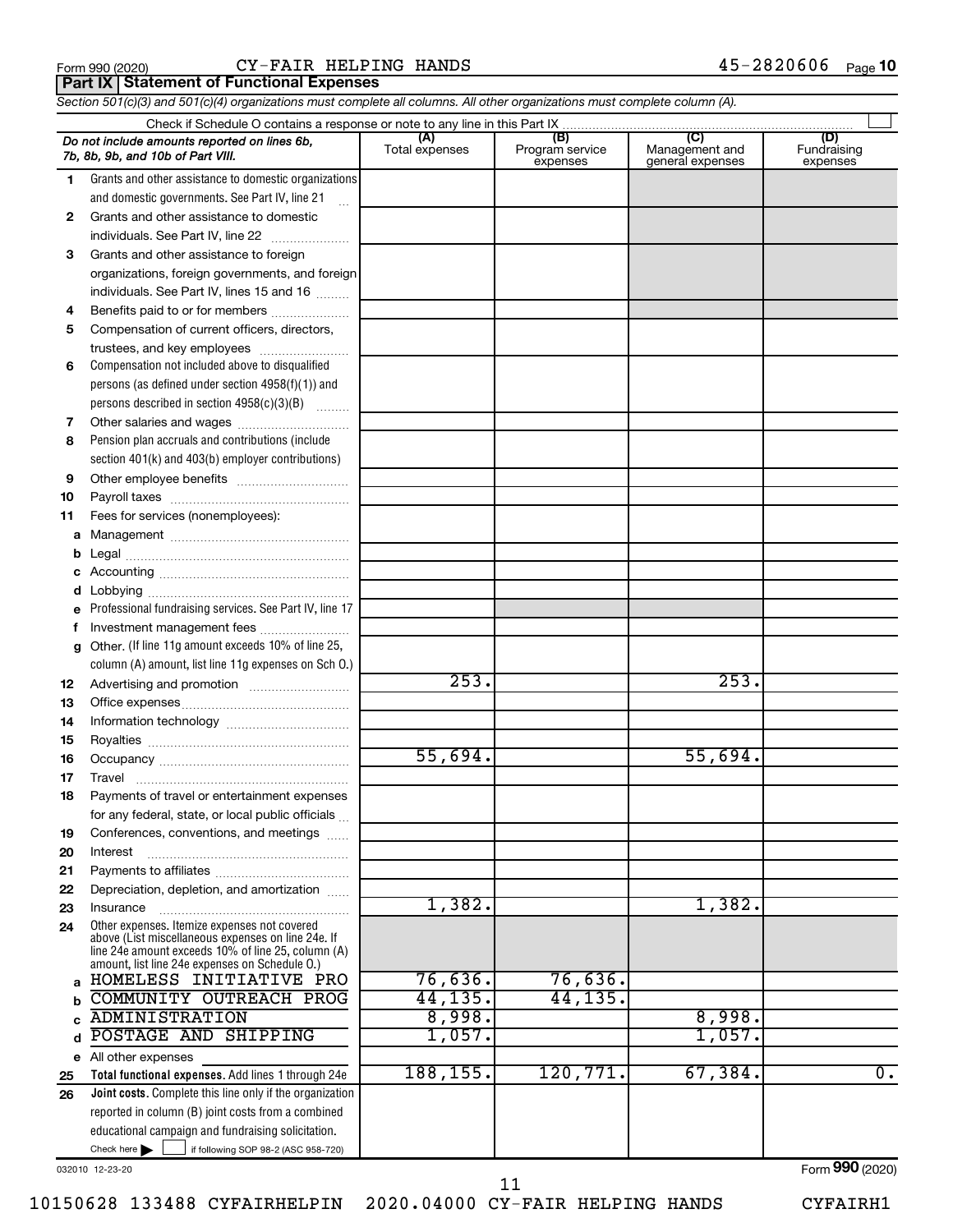Form 990 (2020) CY-FAIR HELPING HANDS 45-2820606 Page **10**

## Part IX Statement of Functional Expenses

*Section 501(c)(3) and 501(c)(4) organizations must complete all columns. All other organizations must complete column (A).*

Check if Schedule O contains a response or note to any line in this Part IX ☐

| *Do not include amounts reported on lines 6b, 7b, 8b, 9b, and 10b of Part VIII.* | (A) Total expenses | (B) Program service expenses | (C) Management and general expenses | (D) Fundraising expenses |
|---|---|---|---|---|
| **1** Grants and other assistance to domestic organizations and domestic governments. See Part IV, line 21 | | | | |
| **2** Grants and other assistance to domestic individuals. See Part IV, line 22 | | | | |
| **3** Grants and other assistance to foreign organizations, foreign governments, and foreign individuals. See Part IV, lines 15 and 16 | | | | |
| **4** Benefits paid to or for members | | | | |
| **5** Compensation of current officers, directors, trustees, and key employees | | | | |
| **6** Compensation not included above to disqualified persons (as defined under section 4958(f)(1)) and persons described in section 4958(c)(3)(B) | | | | |
| **7** Other salaries and wages | | | | |
| **8** Pension plan accruals and contributions (include section 401(k) and 403(b) employer contributions) | | | | |
| **9** Other employee benefits | | | | |
| **10** Payroll taxes | | | | |
| **11** Fees for services (nonemployees): | | | | |
| **a** Management | | | | |
| **b** Legal | | | | |
| **c** Accounting | | | | |
| **d** Lobbying | | | | |
| **e** Professional fundraising services. See Part IV, line 17 | | | | |
| **f** Investment management fees | | | | |
| **g** Other. (If line 11g amount exceeds 10% of line 25, column (A) amount, list line 11g expenses on Sch O.) | | | | |
| **12** Advertising and promotion | 253. | | 253. | |
| **13** Office expenses | | | | |
| **14** Information technology | | | | |
| **15** Royalties | | | | |
| **16** Occupancy | 55,694. | | 55,694. | |
| **17** Travel | | | | |
| **18** Payments of travel or entertainment expenses for any federal, state, or local public officials | | | | |
| **19** Conferences, conventions, and meetings | | | | |
| **20** Interest | | | | |
| **21** Payments to affiliates | | | | |
| **22** Depreciation, depletion, and amortization | | | | |
| **23** Insurance | 1,382. | | 1,382. | |
| **24** Other expenses. Itemize expenses not covered above (List miscellaneous expenses on line 24e. If line 24e amount exceeds 10% of line 25, column (A) amount, list line 24e expenses on Schedule O.) | | | | |
| **a** HOMELESS INITIATIVE PRO | 76,636. | 76,636. | | |
| **b** COMMUNITY OUTREACH PROG | 44,135. | 44,135. | | |
| **c** ADMINISTRATION | 8,998. | | 8,998. | |
| **d** POSTAGE AND SHIPPING | 1,057. | | 1,057. | |
| **e** All other expenses | | | | |
| **25** **Total functional expenses.** Add lines 1 through 24e | 188,155. | 120,771. | 67,384. | 0. |
| **26** **Joint costs.** Complete this line only if the organization reported in column (B) joint costs from a combined educational campaign and fundraising solicitation. Check here ☐ if following SOP 98-2 (ASC 958-720) | | | | |

032010 12-23-20 Form **990** (2020)

10150628 133488 CYFAIRHELPIN 2020.04000 CY-FAIR HELPING HANDS CYFAIRH1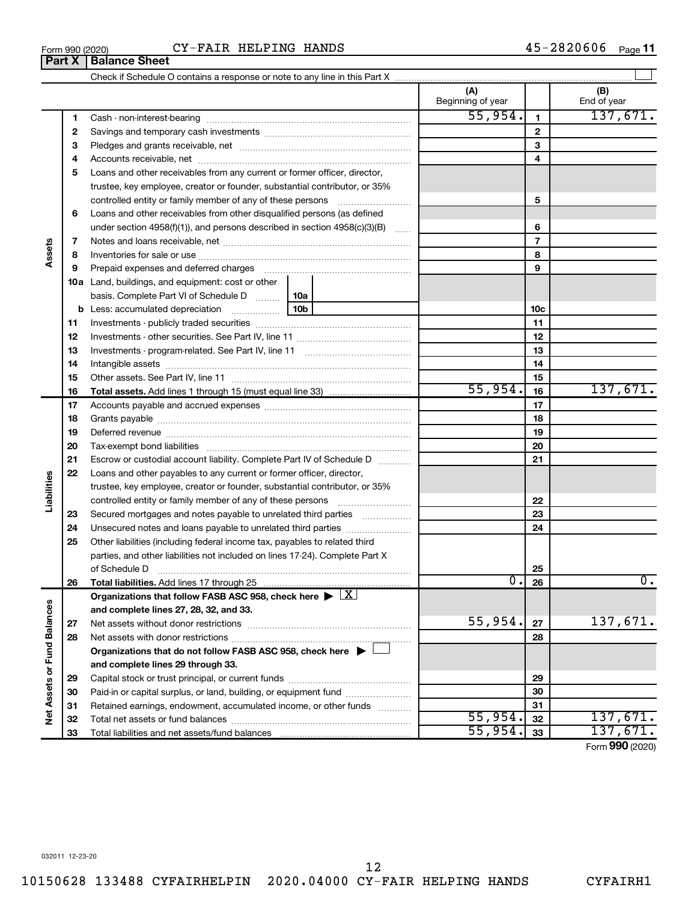Form 990 (2020) CY-FAIR HELPING HANDS 45-2820606

## Part X | Balance Sheet

Check if Schedule O contains a response or note to any line in this Part X ☐

| | | | (A) Beginning of year | | (B) End of year |
|---|---|---|---|---|---|
| **Assets** | 1 | Cash - non-interest-bearing | 55,954. | 1 | 137,671. |
| | 2 | Savings and temporary cash investments | | 2 | |
| | 3 | Pledges and grants receivable, net | | 3 | |
| | 4 | Accounts receivable, net | | 4 | |
| | 5 | Loans and other receivables from any current or former officer, director, trustee, key employee, creator or founder, substantial contributor, or 35% controlled entity or family member of any of these persons | | 5 | |
| | 6 | Loans and other receivables from other disqualified persons (as defined under section 4958(f)(1)), and persons described in section 4958(c)(3)(B) | | 6 | |
| | 7 | Notes and loans receivable, net | | 7 | |
| | 8 | Inventories for sale or use | | 8 | |
| | 9 | Prepaid expenses and deferred charges | | 9 | |
| | 10a | Land, buildings, and equipment: cost or other basis. Complete Part VI of Schedule D — 10a | | | |
| | b | Less: accumulated depreciation — 10b | | 10c | |
| | 11 | Investments - publicly traded securities | | 11 | |
| | 12 | Investments - other securities. See Part IV, line 11 | | 12 | |
| | 13 | Investments - program-related. See Part IV, line 11 | | 13 | |
| | 14 | Intangible assets | | 14 | |
| | 15 | Other assets. See Part IV, line 11 | | 15 | |
| | 16 | **Total assets.** Add lines 1 through 15 (must equal line 33) | 55,954. | 16 | 137,671. |
| **Liabilities** | 17 | Accounts payable and accrued expenses | | 17 | |
| | 18 | Grants payable | | 18 | |
| | 19 | Deferred revenue | | 19 | |
| | 20 | Tax-exempt bond liabilities | | 20 | |
| | 21 | Escrow or custodial account liability. Complete Part IV of Schedule D | | 21 | |
| | 22 | Loans and other payables to any current or former officer, director, trustee, key employee, creator or founder, substantial contributor, or 35% controlled entity or family member of any of these persons | | 22 | |
| | 23 | Secured mortgages and notes payable to unrelated third parties | | 23 | |
| | 24 | Unsecured notes and loans payable to unrelated third parties | | 24 | |
| | 25 | Other liabilities (including federal income tax, payables to related third parties, and other liabilities not included on lines 17-24). Complete Part X of Schedule D | | 25 | |
| | 26 | **Total liabilities.** Add lines 17 through 25 | 0. | 26 | 0. |
| **Net Assets or Fund Balances** | | **Organizations that follow FASB ASC 958, check here** ▶ ☒ **and complete lines 27, 28, 32, and 33.** | | | |
| | 27 | Net assets without donor restrictions | 55,954. | 27 | 137,671. |
| | 28 | Net assets with donor restrictions | | 28 | |
| | | **Organizations that do not follow FASB ASC 958, check here** ▶ ☐ **and complete lines 29 through 33.** | | | |
| | 29 | Capital stock or trust principal, or current funds | | 29 | |
| | 30 | Paid-in or capital surplus, or land, building, or equipment fund | | 30 | |
| | 31 | Retained earnings, endowment, accumulated income, or other funds | | 31 | |
| | 32 | Total net assets or fund balances | 55,954. | 32 | 137,671. |
| | 33 | Total liabilities and net assets/fund balances | 55,954. | 33 | 137,671. |

Form **990** (2020)

032011 12-23-20

10150628 133488 CYFAIRHELPIN 2020.04000 CY-FAIR HELPING HANDS CYFAIRH1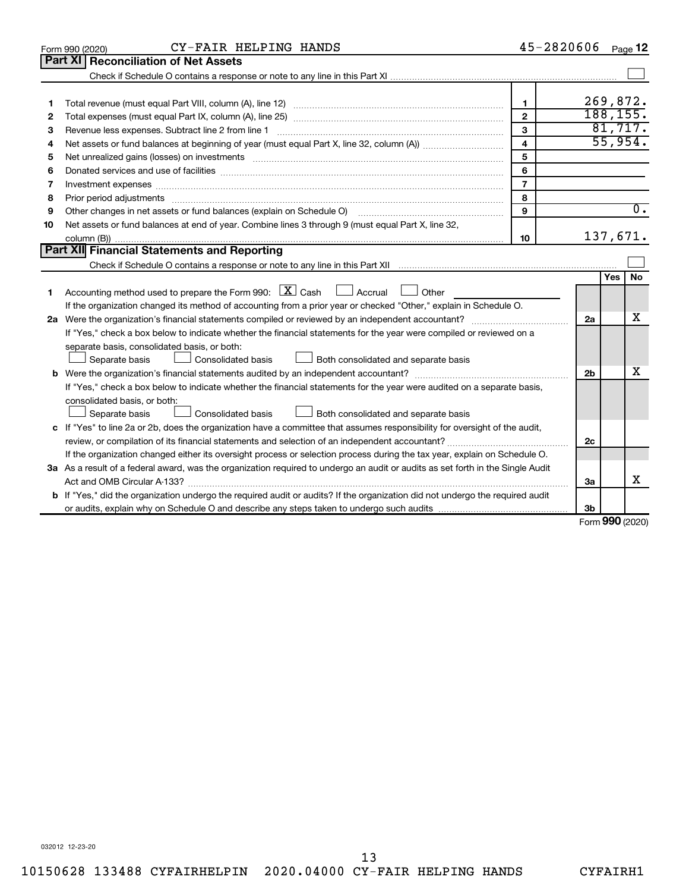Form 990 (2020) CY-FAIR HELPING HANDS 45-2820606 Page **12**

## Part XI Reconciliation of Net Assets

Check if Schedule O contains a response or note to any line in this Part XI ☐

| | | | |
|---|---|---|---|
| 1 | Total revenue (must equal Part VIII, column (A), line 12) | 1 | 269,872. |
| 2 | Total expenses (must equal Part IX, column (A), line 25) | 2 | 188,155. |
| 3 | Revenue less expenses. Subtract line 2 from line 1 | 3 | 81,717. |
| 4 | Net assets or fund balances at beginning of year (must equal Part X, line 32, column (A)) | 4 | 55,954. |
| 5 | Net unrealized gains (losses) on investments | 5 | |
| 6 | Donated services and use of facilities | 6 | |
| 7 | Investment expenses | 7 | |
| 8 | Prior period adjustments | 8 | |
| 9 | Other changes in net assets or fund balances (explain on Schedule O) | 9 | 0. |
| 10 | Net assets or fund balances at end of year. Combine lines 3 through 9 (must equal Part X, line 32, column (B)) | 10 | 137,671. |

## Part XII Financial Statements and Reporting

Check if Schedule O contains a response or note to any line in this Part XII ☐

| | | | Yes | No |
|---|---|---|---|---|
| 1 | Accounting method used to prepare the Form 990: ☒ Cash ☐ Accrual ☐ Other<br>If the organization changed its method of accounting from a prior year or checked "Other," explain in Schedule O. | | | |
| 2a | Were the organization's financial statements compiled or reviewed by an independent accountant?<br>If "Yes," check a box below to indicate whether the financial statements for the year were compiled or reviewed on a separate basis, consolidated basis, or both:<br>☐ Separate basis ☐ Consolidated basis ☐ Both consolidated and separate basis | 2a | | X |
| b | Were the organization's financial statements audited by an independent accountant?<br>If "Yes," check a box below to indicate whether the financial statements for the year were audited on a separate basis, consolidated basis, or both:<br>☐ Separate basis ☐ Consolidated basis ☐ Both consolidated and separate basis | 2b | | X |
| c | If "Yes" to line 2a or 2b, does the organization have a committee that assumes responsibility for oversight of the audit, review, or compilation of its financial statements and selection of an independent accountant?<br>If the organization changed either its oversight process or selection process during the tax year, explain on Schedule O. | 2c | | |
| 3a | As a result of a federal award, was the organization required to undergo an audit or audits as set forth in the Single Audit Act and OMB Circular A-133? | 3a | | X |
| b | If "Yes," did the organization undergo the required audit or audits? If the organization did not undergo the required audit or audits, explain why on Schedule O and describe any steps taken to undergo such audits | 3b | | |

Form **990** (2020)

032012 12-23-20

10150628 133488 CYFAIRHELPIN 2020.04000 CY-FAIR HELPING HANDS CYFAIRH1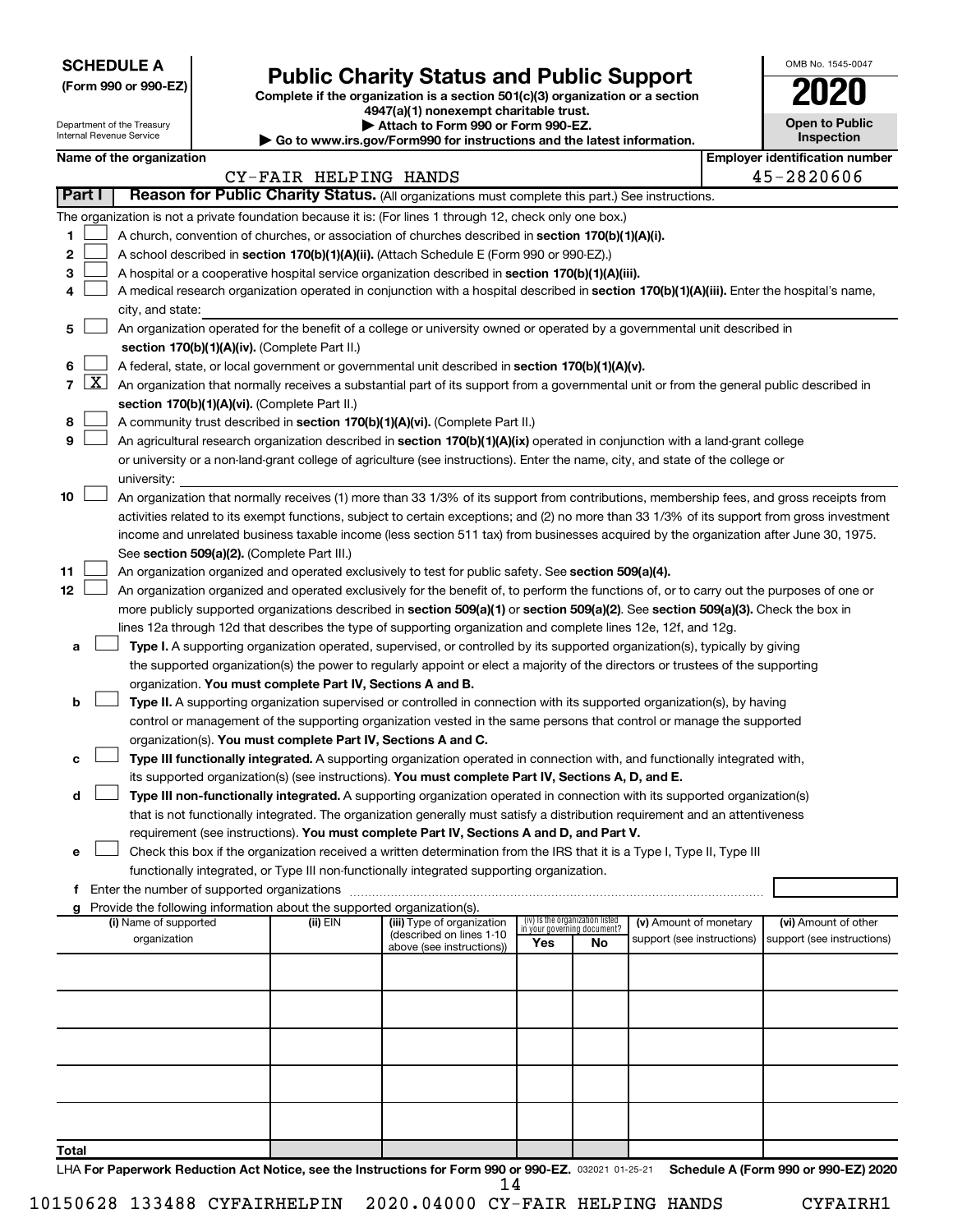**SCHEDULE A**
**(Form 990 or 990-EZ)**

Department of the Treasury
Internal Revenue Service

# Public Charity Status and Public Support

**Complete if the organization is a section 501(c)(3) organization or a section 4947(a)(1) nonexempt charitable trust.**
**▶ Attach to Form 990 or Form 990-EZ.**
**▶ Go to www.irs.gov/Form990 for instructions and the latest information.**

OMB No. 1545-0047

**2020**

**Open to Public Inspection**

**Name of the organization**
CY-FAIR HELPING HANDS

**Employer identification number**
45-2820606

**Part I Reason for Public Charity Status.** (All organizations must complete this part.) See instructions.

The organization is not a private foundation because it is: (For lines 1 through 12, check only one box.)

1 [ ] A church, convention of churches, or association of churches described in **section 170(b)(1)(A)(i).**

2 [ ] A school described in **section 170(b)(1)(A)(ii).** (Attach Schedule E (Form 990 or 990-EZ).)

3 [ ] A hospital or a cooperative hospital service organization described in **section 170(b)(1)(A)(iii).**

4 [ ] A medical research organization operated in conjunction with a hospital described in **section 170(b)(1)(A)(iii).** Enter the hospital's name, city, and state:

5 [ ] An organization operated for the benefit of a college or university owned or operated by a governmental unit described in **section 170(b)(1)(A)(iv).** (Complete Part II.)

6 [ ] A federal, state, or local government or governmental unit described in **section 170(b)(1)(A)(v).**

7 [X] An organization that normally receives a substantial part of its support from a governmental unit or from the general public described in **section 170(b)(1)(A)(vi).** (Complete Part II.)

8 [ ] A community trust described in **section 170(b)(1)(A)(vi).** (Complete Part II.)

9 [ ] An agricultural research organization described in **section 170(b)(1)(A)(ix)** operated in conjunction with a land-grant college or university or a non-land-grant college of agriculture (see instructions). Enter the name, city, and state of the college or university:

10 [ ] An organization that normally receives (1) more than 33 1/3% of its support from contributions, membership fees, and gross receipts from activities related to its exempt functions, subject to certain exceptions; and (2) no more than 33 1/3% of its support from gross investment income and unrelated business taxable income (less section 511 tax) from businesses acquired by the organization after June 30, 1975. See **section 509(a)(2).** (Complete Part III.)

11 [ ] An organization organized and operated exclusively to test for public safety. See **section 509(a)(4).**

12 [ ] An organization organized and operated exclusively for the benefit of, to perform the functions of, or to carry out the purposes of one or more publicly supported organizations described in **section 509(a)(1)** or **section 509(a)(2).** See **section 509(a)(3).** Check the box in lines 12a through 12d that describes the type of supporting organization and complete lines 12e, 12f, and 12g.

a [ ] **Type I.** A supporting organization operated, supervised, or controlled by its supported organization(s), typically by giving the supported organization(s) the power to regularly appoint or elect a majority of the directors or trustees of the supporting organization. **You must complete Part IV, Sections A and B.**

b [ ] **Type II.** A supporting organization supervised or controlled in connection with its supported organization(s), by having control or management of the supporting organization vested in the same persons that control or manage the supported organization(s). **You must complete Part IV, Sections A and C.**

c [ ] **Type III functionally integrated.** A supporting organization operated in connection with, and functionally integrated with, its supported organization(s) (see instructions). **You must complete Part IV, Sections A, D, and E.**

d [ ] **Type III non-functionally integrated.** A supporting organization operated in connection with its supported organization(s) that is not functionally integrated. The organization generally must satisfy a distribution requirement and an attentiveness requirement (see instructions). **You must complete Part IV, Sections A and D, and Part V.**

e [ ] Check this box if the organization received a written determination from the IRS that it is a Type I, Type II, Type III functionally integrated, or Type III non-functionally integrated supporting organization.

f Enter the number of supported organizations

g Provide the following information about the supported organization(s).

| (i) Name of supported organization | (ii) EIN | (iii) Type of organization (described on lines 1-10 above (see instructions)) | (iv) Is the organization listed in your governing document? Yes | No | (v) Amount of monetary support (see instructions) | (vi) Amount of other support (see instructions) |
|---|---|---|---|---|---|---|
| | | | | | | |
| | | | | | | |
| | | | | | | |
| | | | | | | |
| | | | | | | |
| **Total** | | | | | | |

LHA **For Paperwork Reduction Act Notice, see the Instructions for Form 990 or 990-EZ.** 032021 01-25-21 **Schedule A (Form 990 or 990-EZ) 2020**

10150628 133488 CYFAIRHELPIN 2020.04000 CY-FAIR HELPING HANDS CYFAIRH1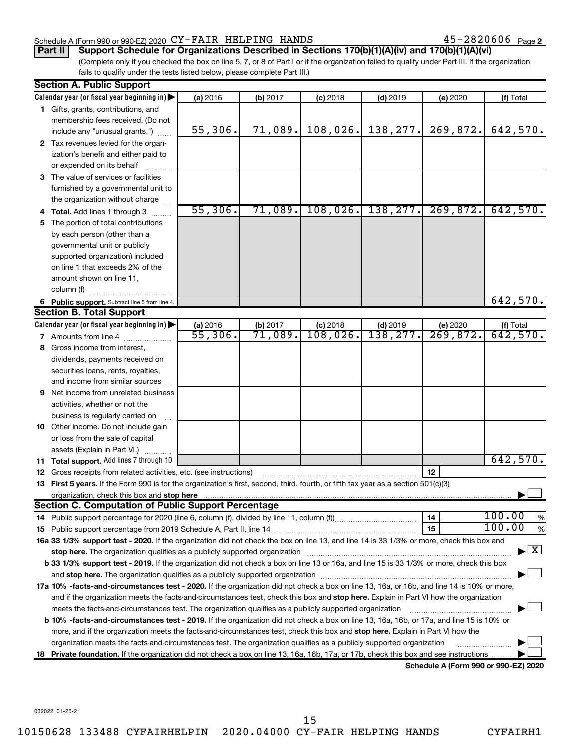Schedule A (Form 990 or 990-EZ) 2020 CY-FAIR HELPING HANDS 45-2820606 Page 2

**Part II Support Schedule for Organizations Described in Sections 170(b)(1)(A)(iv) and 170(b)(1)(A)(vi)**

(Complete only if you checked the box on line 5, 7, or 8 of Part I or if the organization failed to qualify under Part III. If the organization fails to qualify under the tests listed below, please complete Part III.)

**Section A. Public Support**

| Calendar year (or fiscal year beginning in) | (a) 2016 | (b) 2017 | (c) 2018 | (d) 2019 | (e) 2020 | (f) Total |
|---|---|---|---|---|---|---|
| 1 Gifts, grants, contributions, and membership fees received. (Do not include any "unusual grants.") | 55,306. | 71,089. | 108,026. | 138,277. | 269,872. | 642,570. |
| 2 Tax revenues levied for the organization's benefit and either paid to or expended on its behalf | | | | | | |
| 3 The value of services or facilities furnished by a governmental unit to the organization without charge | | | | | | |
| 4 **Total.** Add lines 1 through 3 | 55,306. | 71,089. | 108,026. | 138,277. | 269,872. | 642,570. |
| 5 The portion of total contributions by each person (other than a governmental unit or publicly supported organization) included on line 1 that exceeds 2% of the amount shown on line 11, column (f) | | | | | | |
| 6 **Public support.** Subtract line 5 from line 4. | | | | | | 642,570. |

**Section B. Total Support**

| Calendar year (or fiscal year beginning in) | (a) 2016 | (b) 2017 | (c) 2018 | (d) 2019 | (e) 2020 | (f) Total |
|---|---|---|---|---|---|---|
| 7 Amounts from line 4 | 55,306. | 71,089. | 108,026. | 138,277. | 269,872. | 642,570. |
| 8 Gross income from interest, dividends, payments received on securities loans, rents, royalties, and income from similar sources | | | | | | |
| 9 Net income from unrelated business activities, whether or not the business is regularly carried on | | | | | | |
| 10 Other income. Do not include gain or loss from the sale of capital assets (Explain in Part VI.) | | | | | | |
| 11 **Total support.** Add lines 7 through 10 | | | | | | 642,570. |

12 Gross receipts from related activities, etc. (see instructions) | 12 |

13 **First 5 years.** If the Form 990 is for the organization's first, second, third, fourth, or fifth tax year as a section 501(c)(3) organization, check this box and **stop here** ☐

**Section C. Computation of Public Support Percentage**

14 Public support percentage for 2020 (line 6, column (f), divided by line 11, column (f)) | 14 | 100.00 %

15 Public support percentage from 2019 Schedule A, Part II, line 14 | 15 | 100.00 %

**16a 33 1/3% support test - 2020.** If the organization did not check the box on line 13, and line 14 is 33 1/3% or more, check this box and **stop here.** The organization qualifies as a publicly supported organization ☒

**b 33 1/3% support test - 2019.** If the organization did not check a box on line 13 or 16a, and line 15 is 33 1/3% or more, check this box and **stop here.** The organization qualifies as a publicly supported organization ☐

**17a 10% -facts-and-circumstances test - 2020.** If the organization did not check a box on line 13, 16a, or 16b, and line 14 is 10% or more, and if the organization meets the facts-and-circumstances test, check this box and **stop here.** Explain in Part VI how the organization meets the facts-and-circumstances test. The organization qualifies as a publicly supported organization ☐

**b 10% -facts-and-circumstances test - 2019.** If the organization did not check a box on line 13, 16a, 16b, or 17a, and line 15 is 10% or more, and if the organization meets the facts-and-circumstances test, check this box and **stop here.** Explain in Part VI how the organization meets the facts-and-circumstances test. The organization qualifies as a publicly supported organization ☐

**18 Private foundation.** If the organization did not check a box on line 13, 16a, 16b, 17a, or 17b, check this box and see instructions ☐

**Schedule A (Form 990 or 990-EZ) 2020**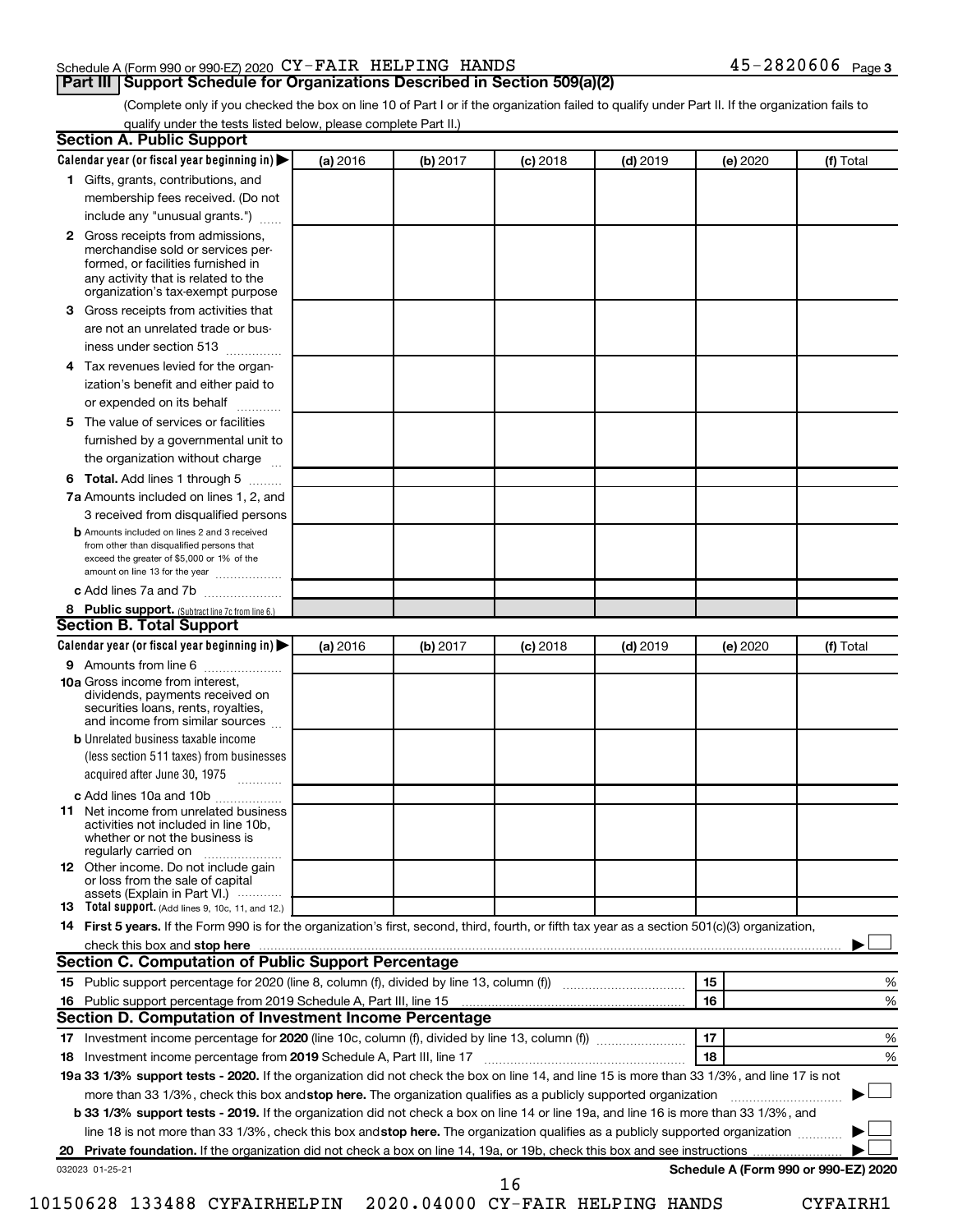Schedule A (Form 990 or 990-EZ) 2020 CY-FAIR HELPING HANDS 45-2820606 Page 3

## Part III Support Schedule for Organizations Described in Section 509(a)(2)

(Complete only if you checked the box on line 10 of Part I or if the organization failed to qualify under Part II. If the organization fails to qualify under the tests listed below, please complete Part II.)

### Section A. Public Support

| Calendar year (or fiscal year beginning in) ▶ | (a) 2016 | (b) 2017 | (c) 2018 | (d) 2019 | (e) 2020 | (f) Total |
|---|---|---|---|---|---|---|
| **1** Gifts, grants, contributions, and membership fees received. (Do not include any "unusual grants.") | | | | | | |
| **2** Gross receipts from admissions, merchandise sold or services performed, or facilities furnished in any activity that is related to the organization's tax-exempt purpose | | | | | | |
| **3** Gross receipts from activities that are not an unrelated trade or business under section 513 | | | | | | |
| **4** Tax revenues levied for the organization's benefit and either paid to or expended on its behalf | | | | | | |
| **5** The value of services or facilities furnished by a governmental unit to the organization without charge | | | | | | |
| **6 Total.** Add lines 1 through 5 | | | | | | |
| **7a** Amounts included on lines 1, 2, and 3 received from disqualified persons | | | | | | |
| **b** Amounts included on lines 2 and 3 received from other than disqualified persons that exceed the greater of $5,000 or 1% of the amount on line 13 for the year | | | | | | |
| **c** Add lines 7a and 7b | | | | | | |
| **8 Public support.** (Subtract line 7c from line 6.) | | | | | | |

### Section B. Total Support

| Calendar year (or fiscal year beginning in) ▶ | (a) 2016 | (b) 2017 | (c) 2018 | (d) 2019 | (e) 2020 | (f) Total |
|---|---|---|---|---|---|---|
| **9** Amounts from line 6 | | | | | | |
| **10a** Gross income from interest, dividends, payments received on securities loans, rents, royalties, and income from similar sources | | | | | | |
| **b** Unrelated business taxable income (less section 511 taxes) from businesses acquired after June 30, 1975 | | | | | | |
| **c** Add lines 10a and 10b | | | | | | |
| **11** Net income from unrelated business activities not included in line 10b, whether or not the business is regularly carried on | | | | | | |
| **12** Other income. Do not include gain or loss from the sale of capital assets (Explain in Part VI.) | | | | | | |
| **13 Total support.** (Add lines 9, 10c, 11, and 12.) | | | | | | |

**14 First 5 years.** If the Form 990 is for the organization's first, second, third, fourth, or fifth tax year as a section 501(c)(3) organization, check this box and **stop here** ▶ ☐

### Section C. Computation of Public Support Percentage

| | | | |
|---|---|---|---|
| **15** Public support percentage for 2020 (line 8, column (f), divided by line 13, column (f)) | 15 | | % |
| **16** Public support percentage from 2019 Schedule A, Part III, line 15 | 16 | | % |

### Section D. Computation of Investment Income Percentage

| | | | |
|---|---|---|---|
| **17** Investment income percentage for **2020** (line 10c, column (f), divided by line 13, column (f)) | 17 | | % |
| **18** Investment income percentage from **2019** Schedule A, Part III, line 17 | 18 | | % |

**19a 33 1/3% support tests - 2020.** If the organization did not check the box on line 14, and line 15 is more than 33 1/3%, and line 17 is not more than 33 1/3%, check this box and **stop here.** The organization qualifies as a publicly supported organization ▶ ☐

**b 33 1/3% support tests - 2019.** If the organization did not check a box on line 14 or line 19a, and line 16 is more than 33 1/3%, and line 18 is not more than 33 1/3%, check this box and **stop here.** The organization qualifies as a publicly supported organization ▶ ☐

**20 Private foundation.** If the organization did not check a box on line 14, 19a, or 19b, check this box and see instructions ▶ ☐

032023 01-25-21 **Schedule A (Form 990 or 990-EZ) 2020**

10150628 133488 CYFAIRHELPIN 2020.04000 CY-FAIR HELPING HANDS CYFAIRH1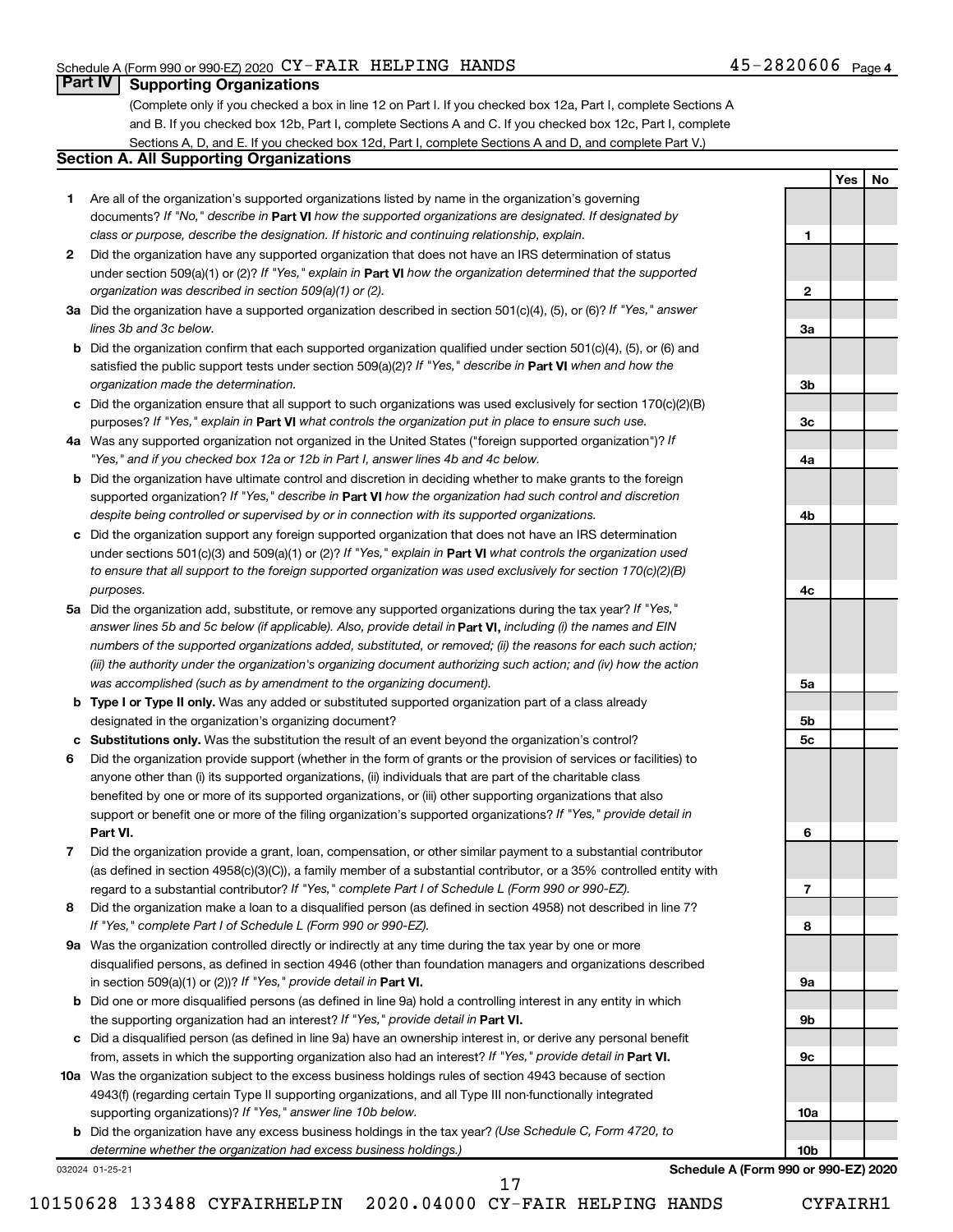Schedule A (Form 990 or 990-EZ) 2020 CY-FAIR HELPING HANDS 45-2820606 Page 4

## Part IV Supporting Organizations

(Complete only if you checked a box in line 12 on Part I. If you checked box 12a, Part I, complete Sections A and B. If you checked box 12b, Part I, complete Sections A and C. If you checked box 12c, Part I, complete Sections A, D, and E. If you checked box 12d, Part I, complete Sections A and D, and complete Part V.)

### Section A. All Supporting Organizations

| | | | Yes | No |
|---|---|---|---|---|
| 1 | Are all of the organization's supported organizations listed by name in the organization's governing documents? *If "No," describe in* **Part VI** *how the supported organizations are designated. If designated by class or purpose, describe the designation. If historic and continuing relationship, explain.* | 1 | | |
| 2 | Did the organization have any supported organization that does not have an IRS determination of status under section 509(a)(1) or (2)? *If "Yes," explain in* **Part VI** *how the organization determined that the supported organization was described in section 509(a)(1) or (2).* | 2 | | |
| 3a | Did the organization have a supported organization described in section 501(c)(4), (5), or (6)? *If "Yes," answer lines 3b and 3c below.* | 3a | | |
| b | Did the organization confirm that each supported organization qualified under section 501(c)(4), (5), or (6) and satisfied the public support tests under section 509(a)(2)? *If "Yes," describe in* **Part VI** *when and how the organization made the determination.* | 3b | | |
| c | Did the organization ensure that all support to such organizations was used exclusively for section 170(c)(2)(B) purposes? *If "Yes," explain in* **Part VI** *what controls the organization put in place to ensure such use.* | 3c | | |
| 4a | Was any supported organization not organized in the United States ("foreign supported organization")? *If "Yes," and if you checked box 12a or 12b in Part I, answer lines 4b and 4c below.* | 4a | | |
| b | Did the organization have ultimate control and discretion in deciding whether to make grants to the foreign supported organization? *If "Yes," describe in* **Part VI** *how the organization had such control and discretion despite being controlled or supervised by or in connection with its supported organizations.* | 4b | | |
| c | Did the organization support any foreign supported organization that does not have an IRS determination under sections 501(c)(3) and 509(a)(1) or (2)? *If "Yes," explain in* **Part VI** *what controls the organization used to ensure that all support to the foreign supported organization was used exclusively for section 170(c)(2)(B) purposes.* | 4c | | |
| 5a | Did the organization add, substitute, or remove any supported organizations during the tax year? *If "Yes," answer lines 5b and 5c below (if applicable). Also, provide detail in* **Part VI,** *including (i) the names and EIN numbers of the supported organizations added, substituted, or removed; (ii) the reasons for each such action; (iii) the authority under the organization's organizing document authorizing such action; and (iv) how the action was accomplished (such as by amendment to the organizing document).* | 5a | | |
| b | **Type I or Type II only.** Was any added or substituted supported organization part of a class already designated in the organization's organizing document? | 5b | | |
| c | **Substitutions only.** Was the substitution the result of an event beyond the organization's control? | 5c | | |
| 6 | Did the organization provide support (whether in the form of grants or the provision of services or facilities) to anyone other than (i) its supported organizations, (ii) individuals that are part of the charitable class benefited by one or more of its supported organizations, or (iii) other supporting organizations that also support or benefit one or more of the filing organization's supported organizations? *If "Yes," provide detail in* **Part VI.** | 6 | | |
| 7 | Did the organization provide a grant, loan, compensation, or other similar payment to a substantial contributor (as defined in section 4958(c)(3)(C)), a family member of a substantial contributor, or a 35% controlled entity with regard to a substantial contributor? *If "Yes," complete Part I of Schedule L (Form 990 or 990-EZ).* | 7 | | |
| 8 | Did the organization make a loan to a disqualified person (as defined in section 4958) not described in line 7? *If "Yes," complete Part I of Schedule L (Form 990 or 990-EZ).* | 8 | | |
| 9a | Was the organization controlled directly or indirectly at any time during the tax year by one or more disqualified persons, as defined in section 4946 (other than foundation managers and organizations described in section 509(a)(1) or (2))? *If "Yes," provide detail in* **Part VI.** | 9a | | |
| b | Did one or more disqualified persons (as defined in line 9a) hold a controlling interest in any entity in which the supporting organization had an interest? *If "Yes," provide detail in* **Part VI.** | 9b | | |
| c | Did a disqualified person (as defined in line 9a) have an ownership interest in, or derive any personal benefit from, assets in which the supporting organization also had an interest? *If "Yes," provide detail in* **Part VI.** | 9c | | |
| 10a | Was the organization subject to the excess business holdings rules of section 4943 because of section 4943(f) (regarding certain Type II supporting organizations, and all Type III non-functionally integrated supporting organizations)? *If "Yes," answer line 10b below.* | 10a | | |
| b | Did the organization have any excess business holdings in the tax year? *(Use Schedule C, Form 4720, to determine whether the organization had excess business holdings.)* | 10b | | |

032024 01-25-21 **Schedule A (Form 990 or 990-EZ) 2020**

10150628 133488 CYFAIRHELPIN 2020.04000 CY-FAIR HELPING HANDS CYFAIRH1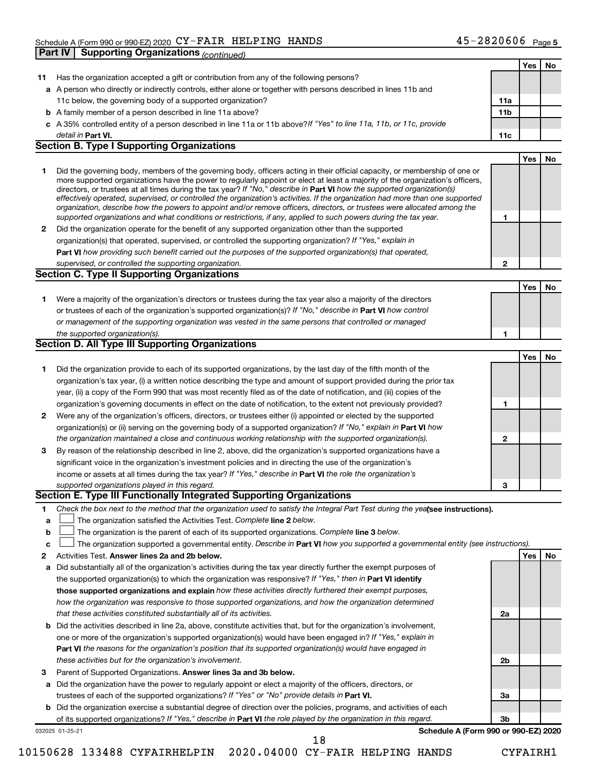Schedule A (Form 990 or 990-EZ) 2020 CY-FAIR HELPING HANDS 45-2820606 Page 5

**Part IV | Supporting Organizations** *(continued)*

| | | | Yes | No |
|---|---|---|---|---|
| **11** | Has the organization accepted a gift or contribution from any of the following persons? | | | |
| **a** | A person who directly or indirectly controls, either alone or together with persons described in lines 11b and 11c below, the governing body of a supported organization? | **11a** | | |
| **b** | A family member of a person described in line 11a above? | **11b** | | |
| **c** | A 35% controlled entity of a person described in line 11a or 11b above? *If "Yes" to line 11a, 11b, or 11c, provide detail in* **Part VI.** | **11c** | | |

**Section B. Type I Supporting Organizations**

| | | | Yes | No |
|---|---|---|---|---|
| **1** | Did the governing body, members of the governing body, officers acting in their official capacity, or membership of one or more supported organizations have the power to regularly appoint or elect at least a majority of the organization's officers, directors, or trustees at all times during the tax year? *If "No," describe in* **Part VI** *how the supported organization(s) effectively operated, supervised, or controlled the organization's activities. If the organization had more than one supported organization, describe how the powers to appoint and/or remove officers, directors, or trustees were allocated among the supported organizations and what conditions or restrictions, if any, applied to such powers during the tax year.* | **1** | | |
| **2** | Did the organization operate for the benefit of any supported organization other than the supported organization(s) that operated, supervised, or controlled the supporting organization? *If "Yes," explain in* **Part VI** *how providing such benefit carried out the purposes of the supported organization(s) that operated, supervised, or controlled the supporting organization.* | **2** | | |

**Section C. Type II Supporting Organizations**

| | | | Yes | No |
|---|---|---|---|---|
| **1** | Were a majority of the organization's directors or trustees during the tax year also a majority of the directors or trustees of each of the organization's supported organization(s)? *If "No," describe in* **Part VI** *how control or management of the supporting organization was vested in the same persons that controlled or managed the supported organization(s).* | **1** | | |

**Section D. All Type III Supporting Organizations**

| | | | Yes | No |
|---|---|---|---|---|
| **1** | Did the organization provide to each of its supported organizations, by the last day of the fifth month of the organization's tax year, (i) a written notice describing the type and amount of support provided during the prior tax year, (ii) a copy of the Form 990 that was most recently filed as of the date of notification, and (iii) copies of the organization's governing documents in effect on the date of notification, to the extent not previously provided? | **1** | | |
| **2** | Were any of the organization's officers, directors, or trustees either (i) appointed or elected by the supported organization(s) or (ii) serving on the governing body of a supported organization? *If "No," explain in* **Part VI** *how the organization maintained a close and continuous working relationship with the supported organization(s).* | **2** | | |
| **3** | By reason of the relationship described in line 2, above, did the organization's supported organizations have a significant voice in the organization's investment policies and in directing the use of the organization's income or assets at all times during the tax year? *If "Yes," describe in* **Part VI** *the role the organization's supported organizations played in this regard.* | **3** | | |

**Section E. Type III Functionally Integrated Supporting Organizations**

**1** *Check the box next to the method that the organization used to satisfy the Integral Part Test during the year* **(see instructions).**

**a** ☐ The organization satisfied the Activities Test. *Complete* **line 2** *below.*

**b** ☐ The organization is the parent of each of its supported organizations. *Complete* **line 3** *below.*

**c** ☐ The organization supported a governmental entity. *Describe in* **Part VI** *how you supported a governmental entity (see instructions).*

| | | | Yes | No |
|---|---|---|---|---|
| **2** | Activities Test. **Answer lines 2a and 2b below.** | | | |
| **a** | Did substantially all of the organization's activities during the tax year directly further the exempt purposes of the supported organization(s) to which the organization was responsive? *If "Yes," then in* **Part VI identify those supported organizations and explain** *how these activities directly furthered their exempt purposes, how the organization was responsive to those supported organizations, and how the organization determined that these activities constituted substantially all of its activities.* | **2a** | | |
| **b** | Did the activities described in line 2a, above, constitute activities that, but for the organization's involvement, one or more of the organization's supported organization(s) would have been engaged in? *If "Yes," explain in* **Part VI** *the reasons for the organization's position that its supported organization(s) would have engaged in these activities but for the organization's involvement.* | **2b** | | |
| **3** | Parent of Supported Organizations. **Answer lines 3a and 3b below.** | | | |
| **a** | Did the organization have the power to regularly appoint or elect a majority of the officers, directors, or trustees of each of the supported organizations? *If "Yes" or "No" provide details in* **Part VI.** | **3a** | | |
| **b** | Did the organization exercise a substantial degree of direction over the policies, programs, and activities of each of its supported organizations? *If "Yes," describe in* **Part VI** *the role played by the organization in this regard.* | **3b** | | |

032025 01-25-21 **Schedule A (Form 990 or 990-EZ) 2020**

10150628 133488 CYFAIRHELPIN 2020.04000 CY-FAIR HELPING HANDS CYFAIRH1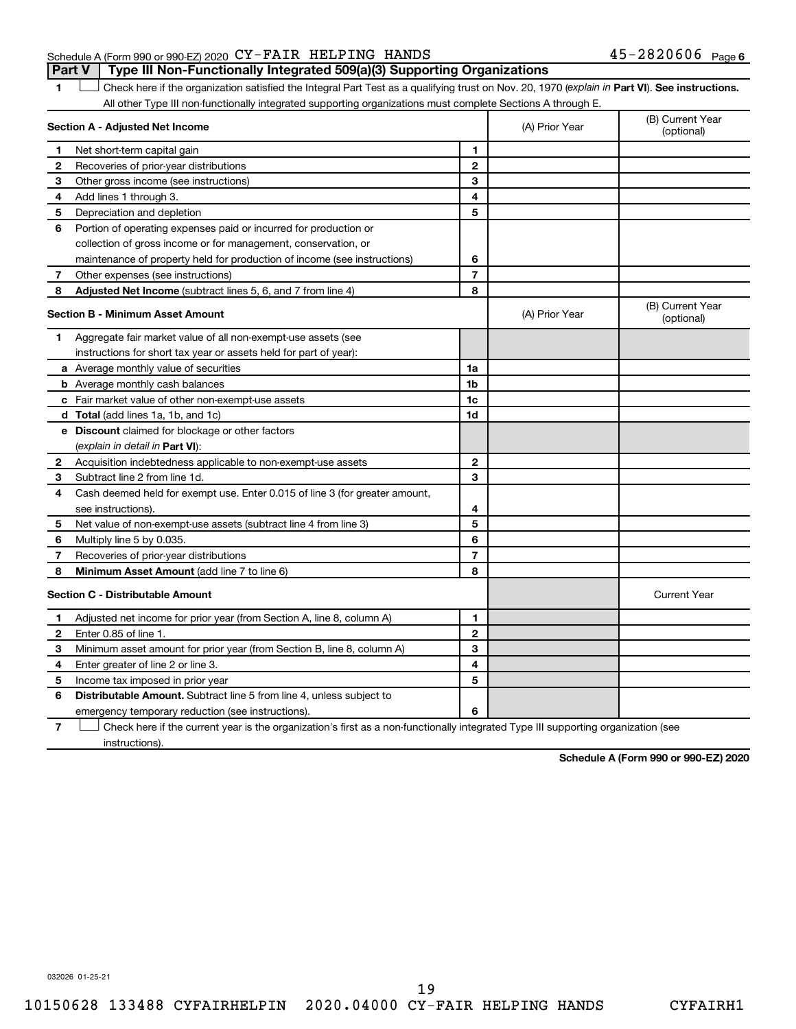Schedule A (Form 990 or 990-EZ) 2020 CY-FAIR HELPING HANDS 45-2820606 Page 6

## Part V | Type III Non-Functionally Integrated 509(a)(3) Supporting Organizations

**1** ☐ Check here if the organization satisfied the Integral Part Test as a qualifying trust on Nov. 20, 1970 (*explain in* **Part VI**). **See instructions.** All other Type III non-functionally integrated supporting organizations must complete Sections A through E.

| **Section A - Adjusted Net Income** | | | (A) Prior Year | (B) Current Year (optional) |
|---|---|---|---|---|
| 1 | Net short-term capital gain | 1 | | |
| 2 | Recoveries of prior-year distributions | 2 | | |
| 3 | Other gross income (see instructions) | 3 | | |
| 4 | Add lines 1 through 3. | 4 | | |
| 5 | Depreciation and depletion | 5 | | |
| 6 | Portion of operating expenses paid or incurred for production or collection of gross income or for management, conservation, or maintenance of property held for production of income (see instructions) | 6 | | |
| 7 | Other expenses (see instructions) | 7 | | |
| 8 | **Adjusted Net Income** (subtract lines 5, 6, and 7 from line 4) | 8 | | |

| **Section B - Minimum Asset Amount** | | | (A) Prior Year | (B) Current Year (optional) |
|---|---|---|---|---|
| 1 | Aggregate fair market value of all non-exempt-use assets (see instructions for short tax year or assets held for part of year): | | | |
| a | Average monthly value of securities | 1a | | |
| b | Average monthly cash balances | 1b | | |
| c | Fair market value of other non-exempt-use assets | 1c | | |
| d | **Total** (add lines 1a, 1b, and 1c) | 1d | | |
| e | **Discount** claimed for blockage or other factors (*explain in detail in* **Part VI**): | | | |
| 2 | Acquisition indebtedness applicable to non-exempt-use assets | 2 | | |
| 3 | Subtract line 2 from line 1d. | 3 | | |
| 4 | Cash deemed held for exempt use. Enter 0.015 of line 3 (for greater amount, see instructions). | 4 | | |
| 5 | Net value of non-exempt-use assets (subtract line 4 from line 3) | 5 | | |
| 6 | Multiply line 5 by 0.035. | 6 | | |
| 7 | Recoveries of prior-year distributions | 7 | | |
| 8 | **Minimum Asset Amount** (add line 7 to line 6) | 8 | | |

| **Section C - Distributable Amount** | | | | Current Year |
|---|---|---|---|---|
| 1 | Adjusted net income for prior year (from Section A, line 8, column A) | 1 | | |
| 2 | Enter 0.85 of line 1. | 2 | | |
| 3 | Minimum asset amount for prior year (from Section B, line 8, column A) | 3 | | |
| 4 | Enter greater of line 2 or line 3. | 4 | | |
| 5 | Income tax imposed in prior year | 5 | | |
| 6 | **Distributable Amount.** Subtract line 5 from line 4, unless subject to emergency temporary reduction (see instructions). | 6 | | |

**7** ☐ Check here if the current year is the organization's first as a non-functionally integrated Type III supporting organization (see instructions).

**Schedule A (Form 990 or 990-EZ) 2020**

032026 01-25-21

10150628 133488 CYFAIRHELPIN 2020.04000 CY-FAIR HELPING HANDS CYFAIRH1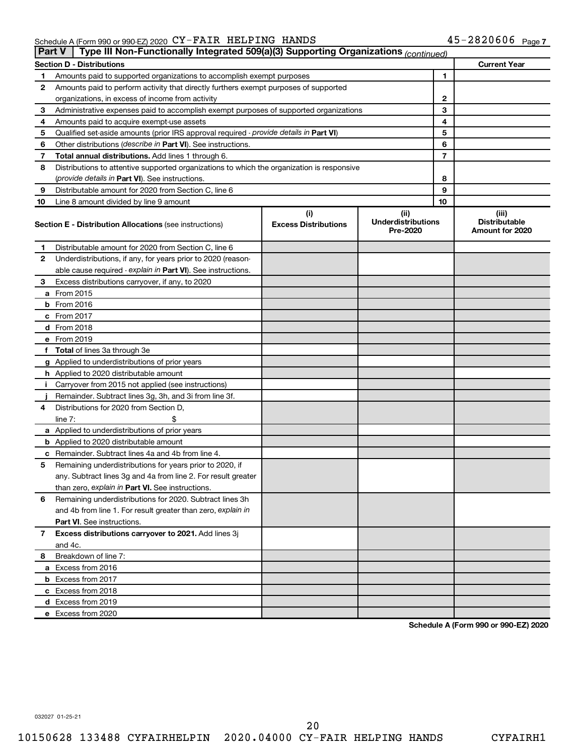Schedule A (Form 990 or 990-EZ) 2020 CY-FAIR HELPING HANDS 45-2820606 Page 7

## Part V | Type III Non-Functionally Integrated 509(a)(3) Supporting Organizations (continued)

| Section D - Distributions | | | Current Year |
|---|---|---|---|
| 1 | Amounts paid to supported organizations to accomplish exempt purposes | 1 | |
| 2 | Amounts paid to perform activity that directly furthers exempt purposes of supported organizations, in excess of income from activity | 2 | |
| 3 | Administrative expenses paid to accomplish exempt purposes of supported organizations | 3 | |
| 4 | Amounts paid to acquire exempt-use assets | 4 | |
| 5 | Qualified set-aside amounts (prior IRS approval required - *provide details in* **Part VI**) | 5 | |
| 6 | Other distributions (*describe in* **Part VI**). See instructions. | 6 | |
| 7 | **Total annual distributions.** Add lines 1 through 6. | 7 | |
| 8 | Distributions to attentive supported organizations to which the organization is responsive (*provide details in* **Part VI**). See instructions. | 8 | |
| 9 | Distributable amount for 2020 from Section C, line 6 | 9 | |
| 10 | Line 8 amount divided by line 9 amount | 10 | |

| | Section E - Distribution Allocations (see instructions) | (i) Excess Distributions | (ii) Underdistributions Pre-2020 | (iii) Distributable Amount for 2020 |
|---|---|---|---|---|
| 1 | Distributable amount for 2020 from Section C, line 6 | | | |
| 2 | Underdistributions, if any, for years prior to 2020 (reasonable cause required - *explain in* **Part VI**). See instructions. | | | |
| 3 | Excess distributions carryover, if any, to 2020 | | | |
| a | From 2015 | | | |
| b | From 2016 | | | |
| c | From 2017 | | | |
| d | From 2018 | | | |
| e | From 2019 | | | |
| f | **Total** of lines 3a through 3e | | | |
| g | Applied to underdistributions of prior years | | | |
| h | Applied to 2020 distributable amount | | | |
| i | Carryover from 2015 not applied (see instructions) | | | |
| j | Remainder. Subtract lines 3g, 3h, and 3i from line 3f. | | | |
| 4 | Distributions for 2020 from Section D, line 7: $ | | | |
| a | Applied to underdistributions of prior years | | | |
| b | Applied to 2020 distributable amount | | | |
| c | Remainder. Subtract lines 4a and 4b from line 4. | | | |
| 5 | Remaining underdistributions for years prior to 2020, if any. Subtract lines 3g and 4a from line 2. For result greater than zero, *explain in* **Part VI.** See instructions. | | | |
| 6 | Remaining underdistributions for 2020. Subtract lines 3h and 4b from line 1. For result greater than zero, *explain in* **Part VI**. See instructions. | | | |
| 7 | **Excess distributions carryover to 2021.** Add lines 3j and 4c. | | | |
| 8 | Breakdown of line 7: | | | |
| a | Excess from 2016 | | | |
| b | Excess from 2017 | | | |
| c | Excess from 2018 | | | |
| d | Excess from 2019 | | | |
| e | Excess from 2020 | | | |

**Schedule A (Form 990 or 990-EZ) 2020**

032027 01-25-21

10150628 133488 CYFAIRHELPIN 2020.04000 CY-FAIR HELPING HANDS CYFAIRH1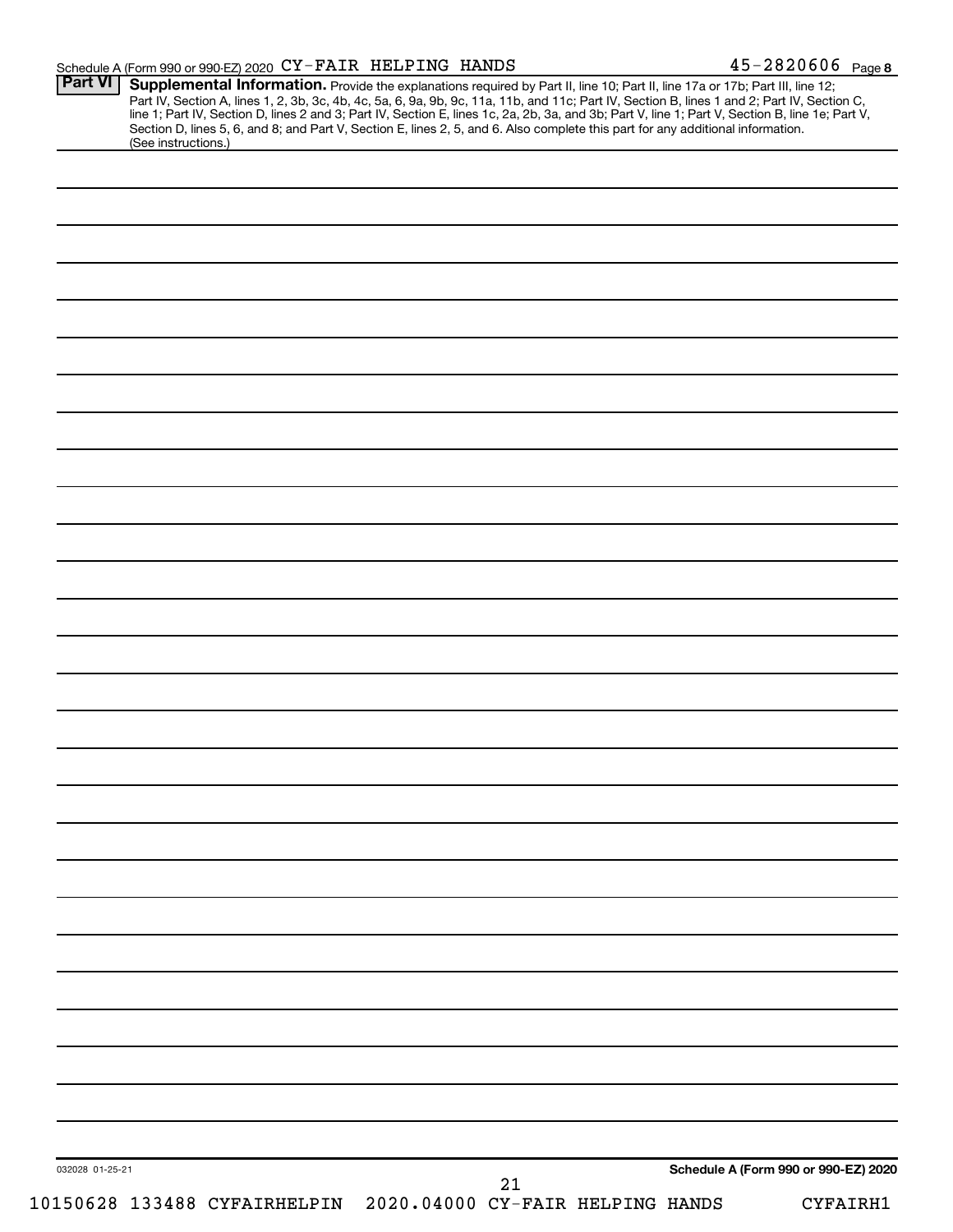Schedule A (Form 990 or 990-EZ) 2020 CY-FAIR HELPING HANDS 45-2820606 Page 8

**Part VI** **Supplemental Information.** Provide the explanations required by Part II, line 10; Part II, line 17a or 17b; Part III, line 12; Part IV, Section A, lines 1, 2, 3b, 3c, 4b, 4c, 5a, 6, 9a, 9b, 9c, 11a, 11b, and 11c; Part IV, Section B, lines 1 and 2; Part IV, Section C, line 1; Part IV, Section D, lines 2 and 3; Part IV, Section E, lines 1c, 2a, 2b, 3a, and 3b; Part V, line 1; Part V, Section B, line 1e; Part V, Section D, lines 5, 6, and 8; and Part V, Section E, lines 2, 5, and 6. Also complete this part for any additional information. (See instructions.)

032028 01-25-21

**Schedule A (Form 990 or 990-EZ) 2020**

10150628 133488 CYFAIRHELPIN 2020.04000 CY-FAIR HELPING HANDS CYFAIRH1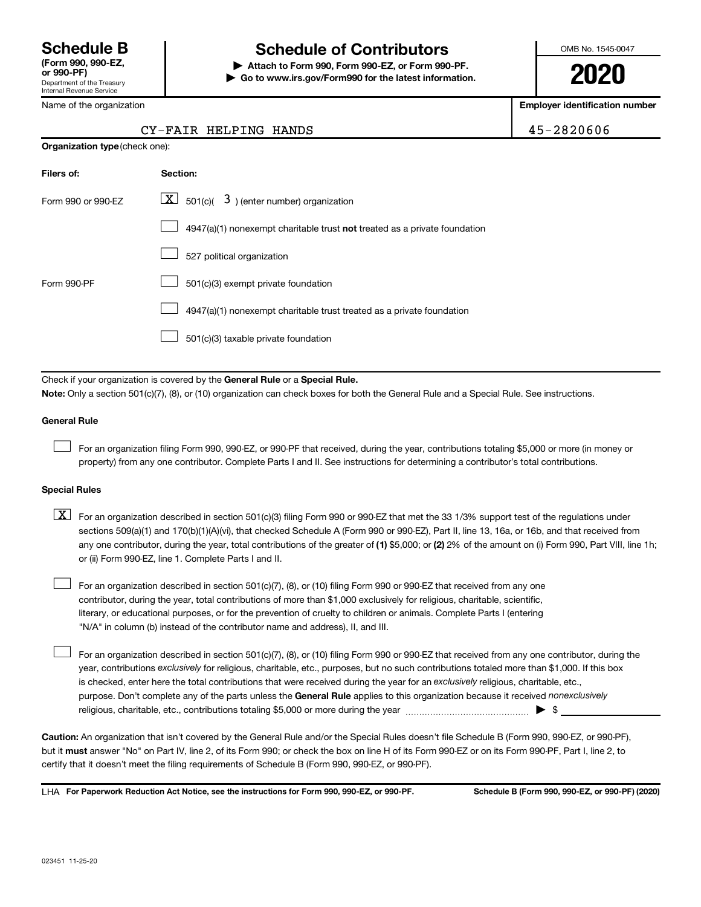# Schedule B

**(Form 990, 990-EZ, or 990-PF)**

Department of the Treasury
Internal Revenue Service

# Schedule of Contributors

▶ **Attach to Form 990, Form 990-EZ, or Form 990-PF.**

▶ **Go to www.irs.gov/Form990 for the latest information.**

OMB No. 1545-0047

**2020**

Name of the organization: CY-FAIR HELPING HANDS

**Employer identification number:** 45-2820606

**Organization type** (check one):

| Filers of: | Section: |
|---|---|
| Form 990 or 990-EZ | [X] 501(c)( 3 ) (enter number) organization |
| | [ ] 4947(a)(1) nonexempt charitable trust **not** treated as a private foundation |
| | [ ] 527 political organization |
| Form 990-PF | [ ] 501(c)(3) exempt private foundation |
| | [ ] 4947(a)(1) nonexempt charitable trust treated as a private foundation |
| | [ ] 501(c)(3) taxable private foundation |

Check if your organization is covered by the **General Rule** or a **Special Rule.**

**Note:** Only a section 501(c)(7), (8), or (10) organization can check boxes for both the General Rule and a Special Rule. See instructions.

**General Rule**

[ ] For an organization filing Form 990, 990-EZ, or 990-PF that received, during the year, contributions totaling $5,000 or more (in money or property) from any one contributor. Complete Parts I and II. See instructions for determining a contributor's total contributions.

**Special Rules**

[X] For an organization described in section 501(c)(3) filing Form 990 or 990-EZ that met the 33 1/3% support test of the regulations under sections 509(a)(1) and 170(b)(1)(A)(vi), that checked Schedule A (Form 990 or 990-EZ), Part II, line 13, 16a, or 16b, and that received from any one contributor, during the year, total contributions of the greater of **(1)** $5,000; or **(2)** 2% of the amount on (i) Form 990, Part VIII, line 1h; or (ii) Form 990-EZ, line 1. Complete Parts I and II.

[ ] For an organization described in section 501(c)(7), (8), or (10) filing Form 990 or 990-EZ that received from any one contributor, during the year, total contributions of more than $1,000 exclusively for religious, charitable, scientific, literary, or educational purposes, or for the prevention of cruelty to children or animals. Complete Parts I (entering "N/A" in column (b) instead of the contributor name and address), II, and III.

[ ] For an organization described in section 501(c)(7), (8), or (10) filing Form 990 or 990-EZ that received from any one contributor, during the year, contributions *exclusively* for religious, charitable, etc., purposes, but no such contributions totaled more than $1,000. If this box is checked, enter here the total contributions that were received during the year for an *exclusively* religious, charitable, etc., purpose. Don't complete any of the parts unless the **General Rule** applies to this organization because it received *nonexclusively* religious, charitable, etc., contributions totaling $5,000 or more during the year ▶ $ ____________

**Caution:** An organization that isn't covered by the General Rule and/or the Special Rules doesn't file Schedule B (Form 990, 990-EZ, or 990-PF), but it **must** answer "No" on Part IV, line 2, of its Form 990; or check the box on line H of its Form 990-EZ or on its Form 990-PF, Part I, line 2, to certify that it doesn't meet the filing requirements of Schedule B (Form 990, 990-EZ, or 990-PF).

LHA **For Paperwork Reduction Act Notice, see the instructions for Form 990, 990-EZ, or 990-PF.** **Schedule B (Form 990, 990-EZ, or 990-PF) (2020)**

023451 11-25-20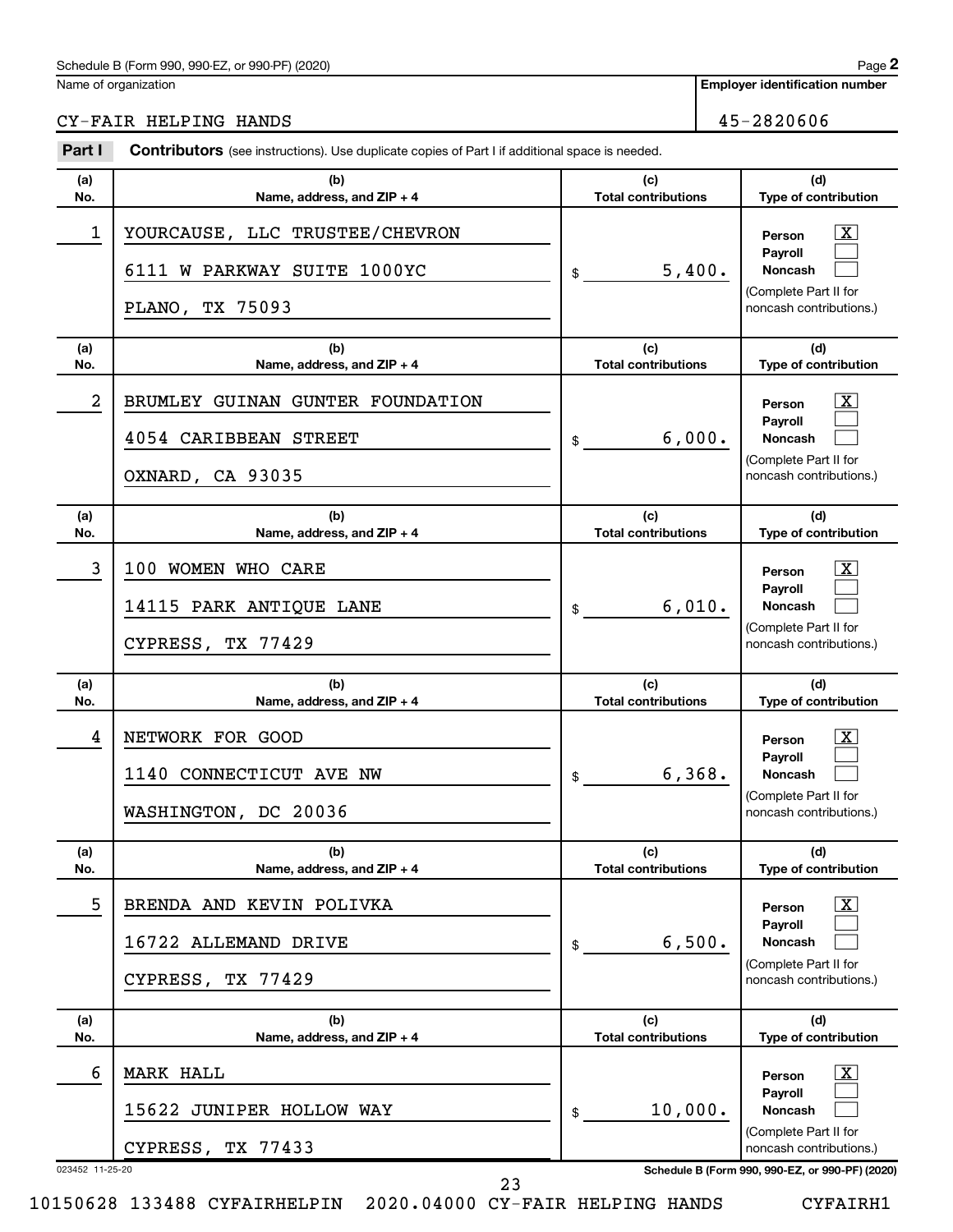Schedule B (Form 990, 990-EZ, or 990-PF) (2020)

Name of organization: CY-FAIR HELPING HANDS

Employer identification number: 45-2820606

## Part I Contributors (see instructions). Use duplicate copies of Part I if additional space is needed.

| (a) No. | (b) Name, address, and ZIP + 4 | (c) Total contributions | (d) Type of contribution |
|---|---|---|---|
| 1 | YOURCAUSE, LLC TRUSTEE/CHEVRON<br>6111 W PARKWAY SUITE 1000YC<br>PLANO, TX 75093 | $ 5,400. | Person [X]<br>Payroll [ ]<br>Noncash [ ]<br>(Complete Part II for noncash contributions.) |
| 2 | BRUMLEY GUINAN GUNTER FOUNDATION<br>4054 CARIBBEAN STREET<br>OXNARD, CA 93035 | $ 6,000. | Person [X]<br>Payroll [ ]<br>Noncash [ ]<br>(Complete Part II for noncash contributions.) |
| 3 | 100 WOMEN WHO CARE<br>14115 PARK ANTIQUE LANE<br>CYPRESS, TX 77429 | $ 6,010. | Person [X]<br>Payroll [ ]<br>Noncash [ ]<br>(Complete Part II for noncash contributions.) |
| 4 | NETWORK FOR GOOD<br>1140 CONNECTICUT AVE NW<br>WASHINGTON, DC 20036 | $ 6,368. | Person [X]<br>Payroll [ ]<br>Noncash [ ]<br>(Complete Part II for noncash contributions.) |
| 5 | BRENDA AND KEVIN POLIVKA<br>16722 ALLEMAND DRIVE<br>CYPRESS, TX 77429 | $ 6,500. | Person [X]<br>Payroll [ ]<br>Noncash [ ]<br>(Complete Part II for noncash contributions.) |
| 6 | MARK HALL<br>15622 JUNIPER HOLLOW WAY<br>CYPRESS, TX 77433 | $ 10,000. | Person [X]<br>Payroll [ ]<br>Noncash [ ]<br>(Complete Part II for noncash contributions.) |

023452 11-25-20

Schedule B (Form 990, 990-EZ, or 990-PF) (2020)

10150628 133488 CYFAIRHELPIN 2020.04000 CY-FAIR HELPING HANDS CYFAIRH1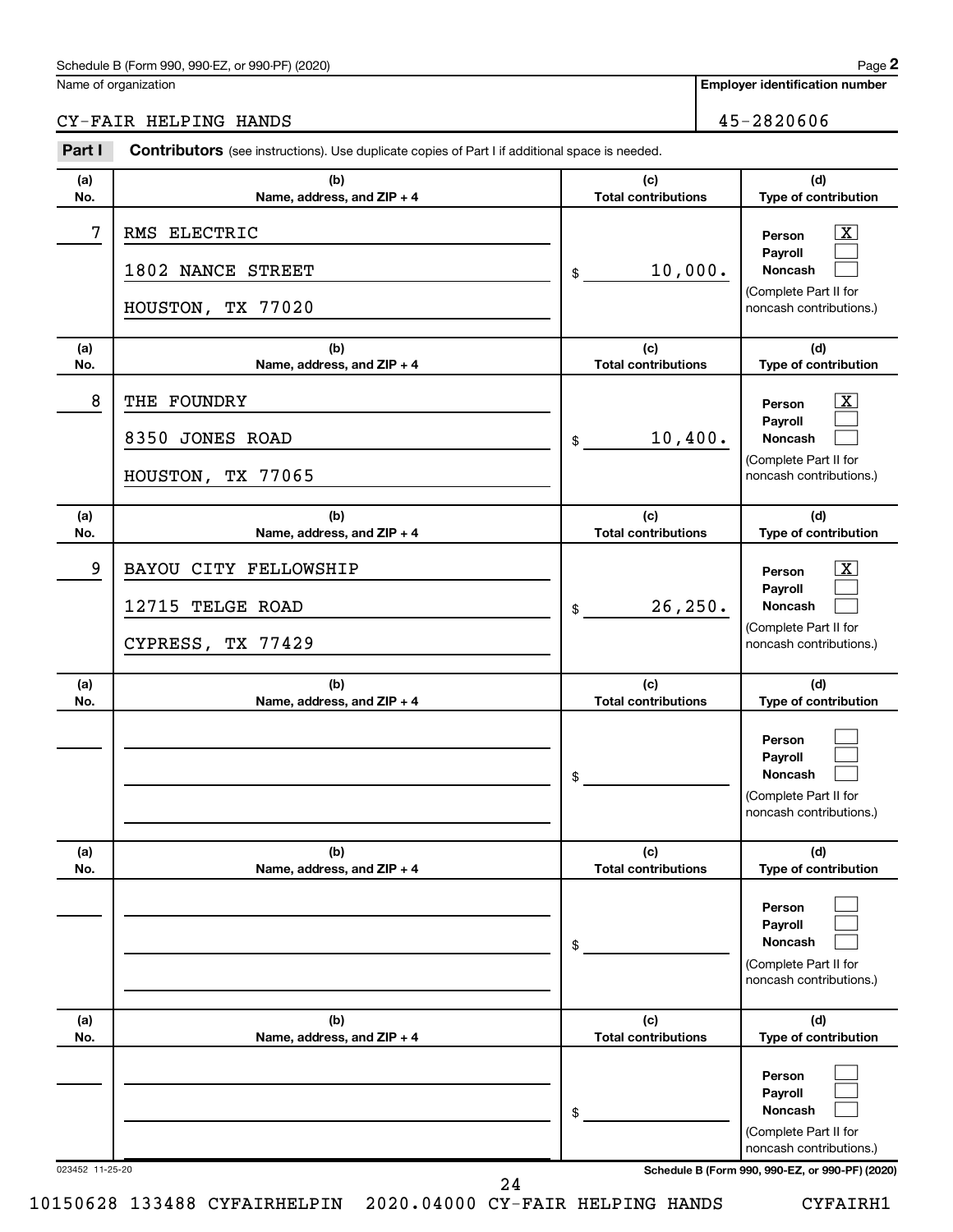Schedule B (Form 990, 990-EZ, or 990-PF) (2020) Page **2**

Name of organization: CY-FAIR HELPING HANDS

**Employer identification number:** 45-2820606

**Part I** **Contributors** (see instructions). Use duplicate copies of Part I if additional space is needed.

| (a) No. | (b) Name, address, and ZIP + 4 | (c) Total contributions | (d) Type of contribution |
|---|---|---|---|
| 7 | RMS ELECTRIC<br>1802 NANCE STREET<br>HOUSTON, TX 77020 | $ 10,000. | Person [X]<br>Payroll [ ]<br>Noncash [ ]<br>(Complete Part II for noncash contributions.) |
| 8 | THE FOUNDRY<br>8350 JONES ROAD<br>HOUSTON, TX 77065 | $ 10,400. | Person [X]<br>Payroll [ ]<br>Noncash [ ]<br>(Complete Part II for noncash contributions.) |
| 9 | BAYOU CITY FELLOWSHIP<br>12715 TELGE ROAD<br>CYPRESS, TX 77429 | $ 26,250. | Person [X]<br>Payroll [ ]<br>Noncash [ ]<br>(Complete Part II for noncash contributions.) |
| | | $ | Person [ ]<br>Payroll [ ]<br>Noncash [ ]<br>(Complete Part II for noncash contributions.) |
| | | $ | Person [ ]<br>Payroll [ ]<br>Noncash [ ]<br>(Complete Part II for noncash contributions.) |
| | | $ | Person [ ]<br>Payroll [ ]<br>Noncash [ ]<br>(Complete Part II for noncash contributions.) |

023452 11-25-20

**Schedule B (Form 990, 990-EZ, or 990-PF) (2020)**

10150628 133488 CYFAIRHELPIN 2020.04000 CY-FAIR HELPING HANDS CYFAIRH1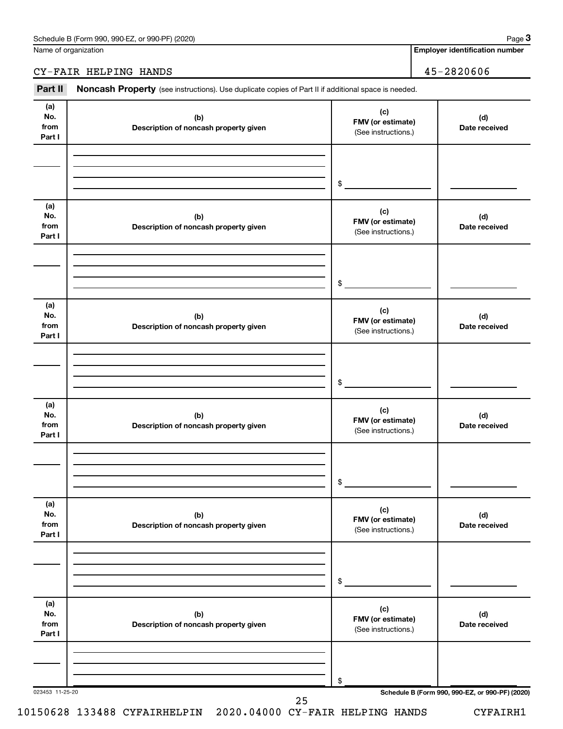Schedule B (Form 990, 990-EZ, or 990-PF) (2020) Page **3**

Name of organization: CY-FAIR HELPING HANDS

**Employer identification number**: 45-2820606

**Part II** **Noncash Property** (see instructions). Use duplicate copies of Part II if additional space is needed.

| (a) No. from Part I | (b) Description of noncash property given | (c) FMV (or estimate) (See instructions.) | (d) Date received |
|---|---|---|---|
| | | $ | |

| (a) No. from Part I | (b) Description of noncash property given | (c) FMV (or estimate) (See instructions.) | (d) Date received |
|---|---|---|---|
| | | $ | |

| (a) No. from Part I | (b) Description of noncash property given | (c) FMV (or estimate) (See instructions.) | (d) Date received |
|---|---|---|---|
| | | $ | |

| (a) No. from Part I | (b) Description of noncash property given | (c) FMV (or estimate) (See instructions.) | (d) Date received |
|---|---|---|---|
| | | $ | |

| (a) No. from Part I | (b) Description of noncash property given | (c) FMV (or estimate) (See instructions.) | (d) Date received |
|---|---|---|---|
| | | $ | |

| (a) No. from Part I | (b) Description of noncash property given | (c) FMV (or estimate) (See instructions.) | (d) Date received |
|---|---|---|---|
| | | $ | |

023453 11-25-20 **Schedule B (Form 990, 990-EZ, or 990-PF) (2020)**

10150628 133488 CYFAIRHELPIN 2020.04000 CY-FAIR HELPING HANDS CYFAIRH1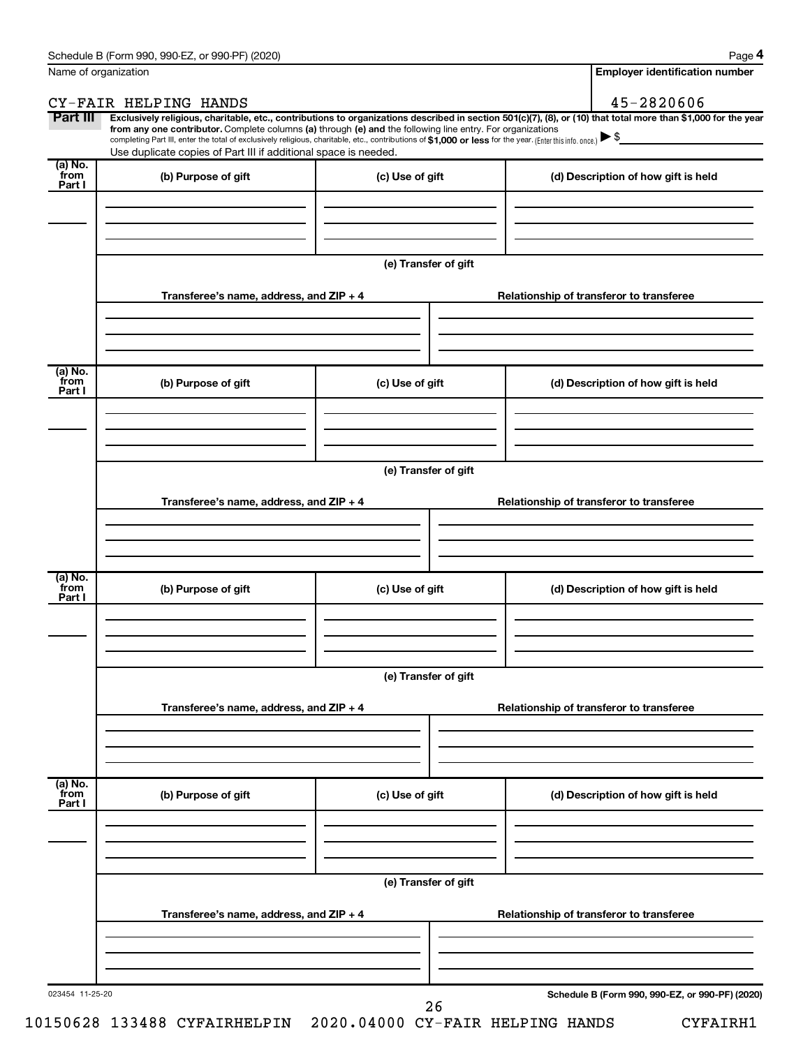Schedule B (Form 990, 990-EZ, or 990-PF) (2020)

| Name of organization | Employer identification number |
|---|---|
| CY-FAIR HELPING HANDS | 45-2820606 |

**Part III** **Exclusively religious, charitable, etc., contributions to organizations described in section 501(c)(7), (8), or (10) that total more than $1,000 for the year from any one contributor.** Complete columns **(a)** through **(e)** and the following line entry. For organizations completing Part III, enter the total of exclusively religious, charitable, etc., contributions of **$1,000 or less** for the year. (Enter this info. once.) ▶ $

Use duplicate copies of Part III if additional space is needed.

| (a) No. from Part I | (b) Purpose of gift | (c) Use of gift | (d) Description of how gift is held |
|---|---|---|---|
| | | | |

(e) Transfer of gift

| Transferee's name, address, and ZIP + 4 | Relationship of transferor to transferee |
|---|---|
| | |

| (a) No. from Part I | (b) Purpose of gift | (c) Use of gift | (d) Description of how gift is held |
|---|---|---|---|
| | | | |

(e) Transfer of gift

| Transferee's name, address, and ZIP + 4 | Relationship of transferor to transferee |
|---|---|
| | |

| (a) No. from Part I | (b) Purpose of gift | (c) Use of gift | (d) Description of how gift is held |
|---|---|---|---|
| | | | |

(e) Transfer of gift

| Transferee's name, address, and ZIP + 4 | Relationship of transferor to transferee |
|---|---|
| | |

| (a) No. from Part I | (b) Purpose of gift | (c) Use of gift | (d) Description of how gift is held |
|---|---|---|---|
| | | | |

(e) Transfer of gift

| Transferee's name, address, and ZIP + 4 | Relationship of transferor to transferee |
|---|---|
| | |

023454 11-25-20

**Schedule B (Form 990, 990-EZ, or 990-PF) (2020)**

10150628 133488 CYFAIRHELPIN 2020.04000 CY-FAIR HELPING HANDS CYFAIRH1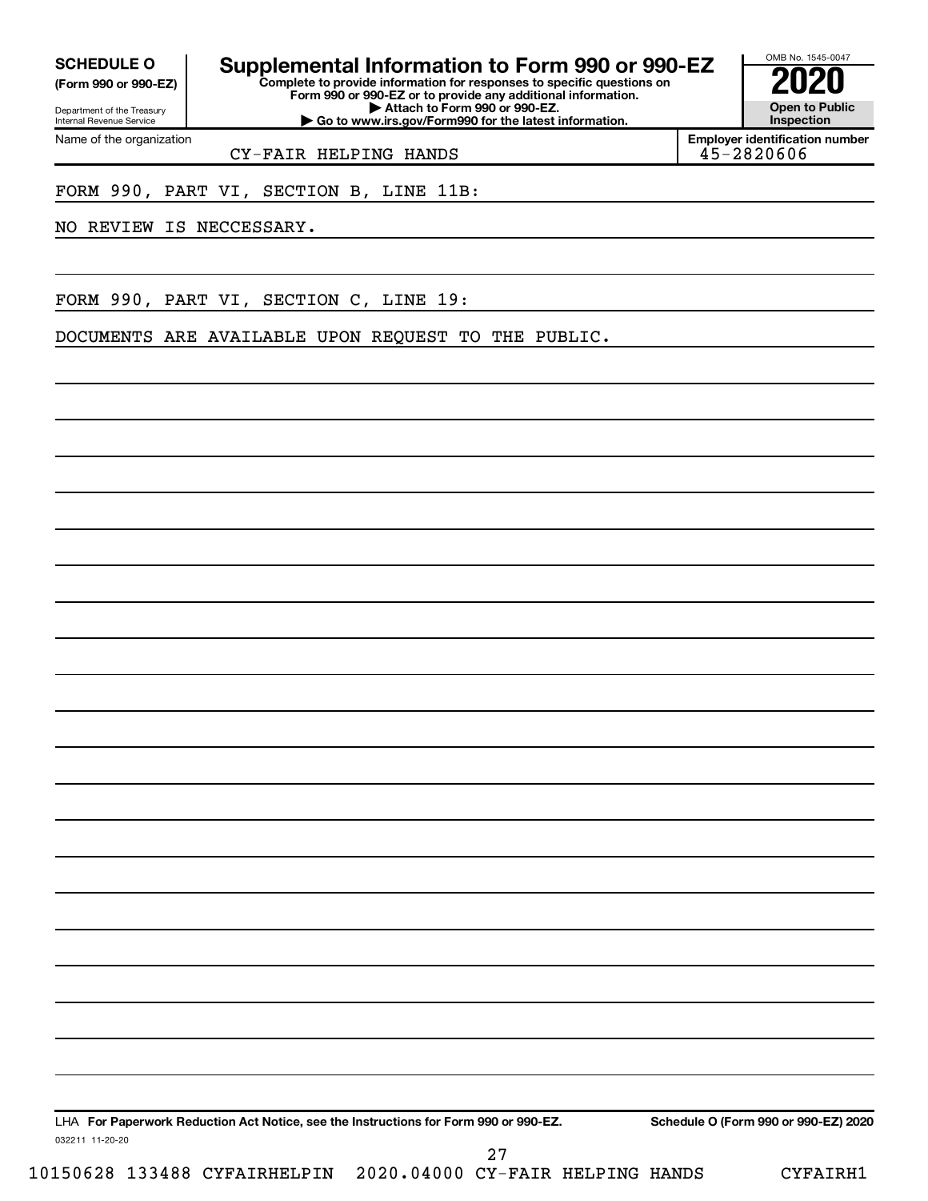**SCHEDULE O**
**(Form 990 or 990-EZ)**

Department of the Treasury
Internal Revenue Service

# Supplemental Information to Form 990 or 990-EZ

**Complete to provide information for responses to specific questions on Form 990 or 990-EZ or to provide any additional information.**
**▶ Attach to Form 990 or 990-EZ.**
**▶ Go to www.irs.gov/Form990 for the latest information.**

OMB No. 1545-0047
**2020**
**Open to Public Inspection**

Name of the organization: CY-FAIR HELPING HANDS

**Employer identification number** 45-2820606

FORM 990, PART VI, SECTION B, LINE 11B:

NO REVIEW IS NECCESSARY.

FORM 990, PART VI, SECTION C, LINE 19:

DOCUMENTS ARE AVAILABLE UPON REQUEST TO THE PUBLIC.

LHA **For Paperwork Reduction Act Notice, see the Instructions for Form 990 or 990-EZ.** **Schedule O (Form 990 or 990-EZ) 2020**

032211 11-20-20

10150628 133488 CYFAIRHELPIN 2020.04000 CY-FAIR HELPING HANDS CYFAIRH1